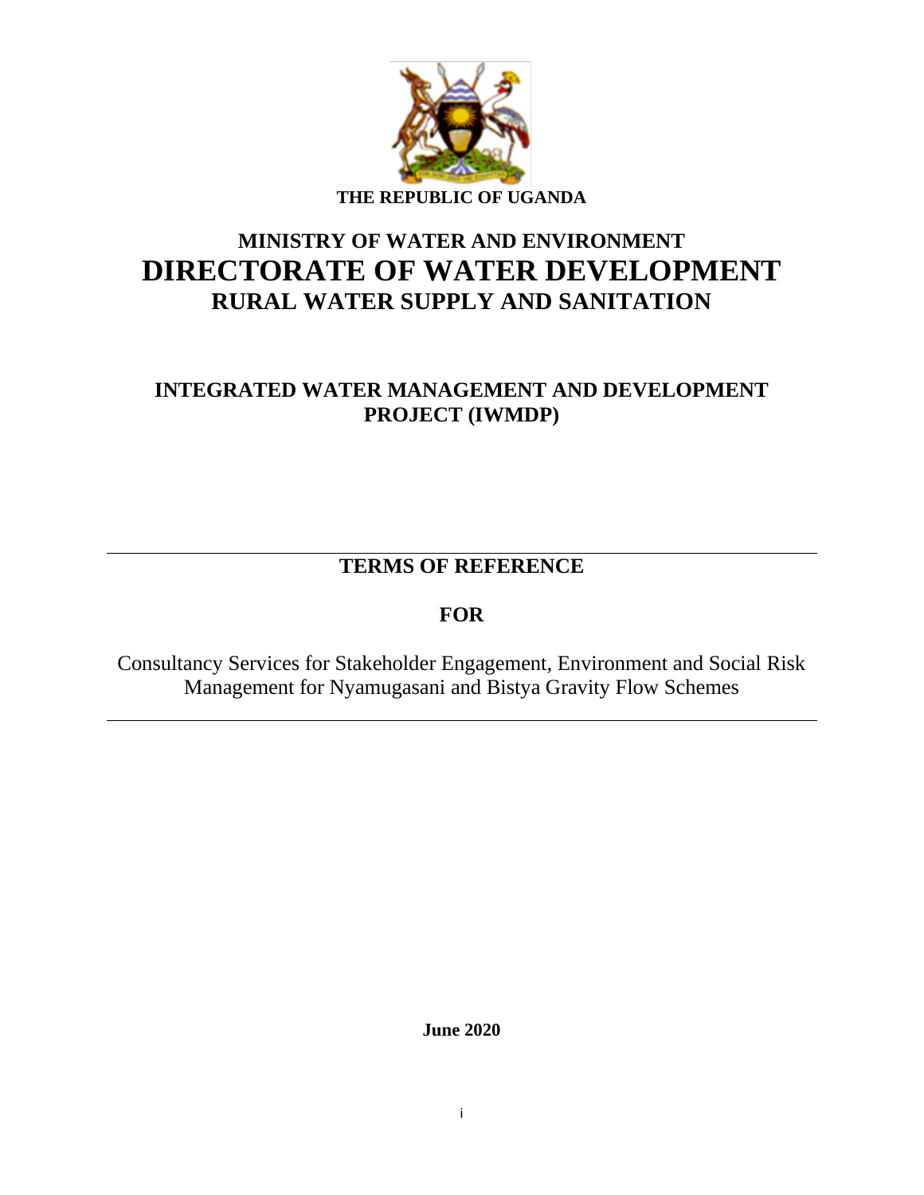**THE REPUBLIC OF UGANDA**

# MINISTRY OF WATER AND ENVIRONMENT

# DIRECTORATE OF WATER DEVELOPMENT

## RURAL WATER SUPPLY AND SANITATION

## INTEGRATED WATER MANAGEMENT AND DEVELOPMENT PROJECT (IWMDP)

---

## TERMS OF REFERENCE

## FOR

Consultancy Services for Stakeholder Engagement, Environment and Social Risk Management for Nyamugasani and Bistya Gravity Flow Schemes

---

**June 2020**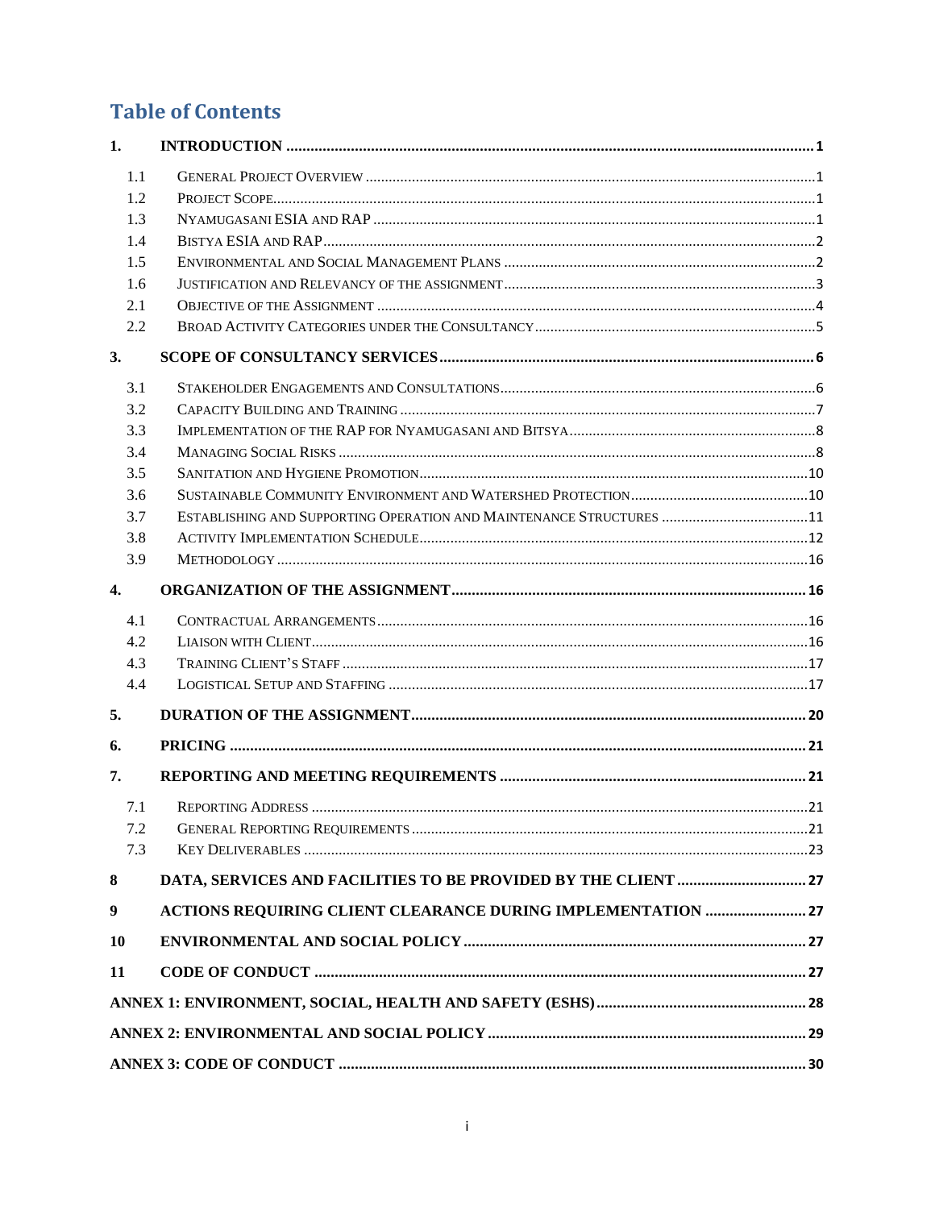# Table of Contents

1. INTRODUCTION ..... 1
   - 1.1 GENERAL PROJECT OVERVIEW ..... 1
   - 1.2 PROJECT SCOPE ..... 1
   - 1.3 NYAMUGASANI ESIA AND RAP ..... 1
   - 1.4 BISTYA ESIA AND RAP ..... 2
   - 1.5 ENVIRONMENTAL AND SOCIAL MANAGEMENT PLANS ..... 2
   - 1.6 JUSTIFICATION AND RELEVANCY OF THE ASSIGNMENT ..... 3
   - 2.1 OBJECTIVE OF THE ASSIGNMENT ..... 4
   - 2.2 BROAD ACTIVITY CATEGORIES UNDER THE CONSULTANCY ..... 5
3. SCOPE OF CONSULTANCY SERVICES ..... 6
   - 3.1 STAKEHOLDER ENGAGEMENTS AND CONSULTATIONS ..... 6
   - 3.2 CAPACITY BUILDING AND TRAINING ..... 7
   - 3.3 IMPLEMENTATION OF THE RAP FOR NYAMUGASANI AND BITSYA ..... 8
   - 3.4 MANAGING SOCIAL RISKS ..... 8
   - 3.5 SANITATION AND HYGIENE PROMOTION ..... 10
   - 3.6 SUSTAINABLE COMMUNITY ENVIRONMENT AND WATERSHED PROTECTION ..... 10
   - 3.7 ESTABLISHING AND SUPPORTING OPERATION AND MAINTENANCE STRUCTURES ..... 11
   - 3.8 ACTIVITY IMPLEMENTATION SCHEDULE ..... 12
   - 3.9 METHODOLOGY ..... 16
4. ORGANIZATION OF THE ASSIGNMENT ..... 16
   - 4.1 CONTRACTUAL ARRANGEMENTS ..... 16
   - 4.2 LIAISON WITH CLIENT ..... 16
   - 4.3 TRAINING CLIENT'S STAFF ..... 17
   - 4.4 LOGISTICAL SETUP AND STAFFING ..... 17
5. DURATION OF THE ASSIGNMENT ..... 20
6. PRICING ..... 21
7. REPORTING AND MEETING REQUIREMENTS ..... 21
   - 7.1 REPORTING ADDRESS ..... 21
   - 7.2 GENERAL REPORTING REQUIREMENTS ..... 21
   - 7.3 KEY DELIVERABLES ..... 23
8. DATA, SERVICES AND FACILITIES TO BE PROVIDED BY THE CLIENT ..... 27
9. ACTIONS REQUIRING CLIENT CLEARANCE DURING IMPLEMENTATION ..... 27
10. ENVIRONMENTAL AND SOCIAL POLICY ..... 27
11. CODE OF CONDUCT ..... 27

ANNEX 1: ENVIRONMENT, SOCIAL, HEALTH AND SAFETY (ESHS) ..... 28

ANNEX 2: ENVIRONMENTAL AND SOCIAL POLICY ..... 29

ANNEX 3: CODE OF CONDUCT ..... 30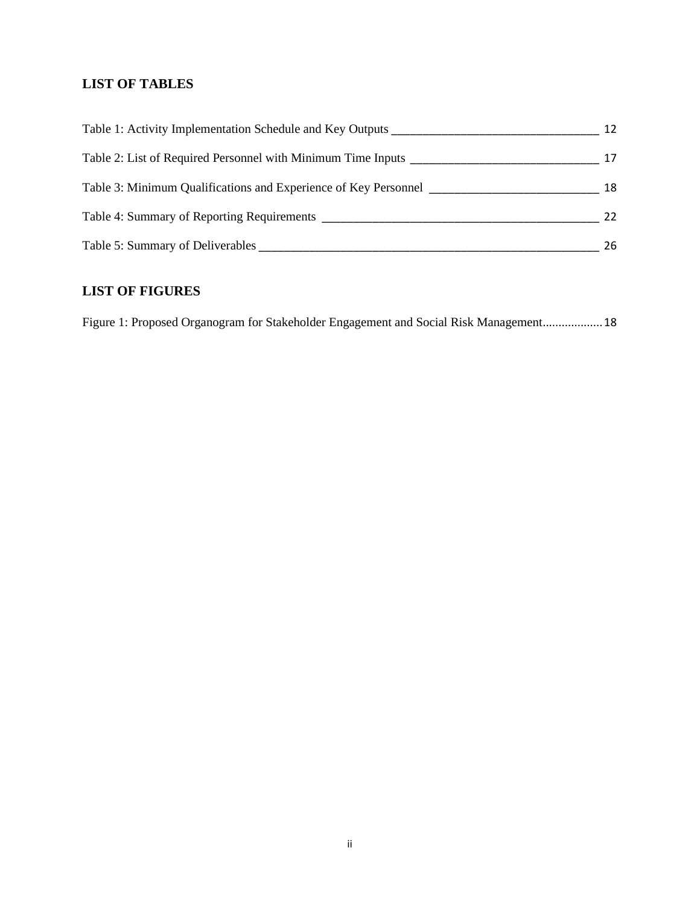## LIST OF TABLES

Table 1: Activity Implementation Schedule and Key Outputs ________________________________ 12

Table 2: List of Required Personnel with Minimum Time Inputs _____________________________ 17

Table 3: Minimum Qualifications and Experience of Key Personnel __________________________ 18

Table 4: Summary of Reporting Requirements ____________________________________________ 22

Table 5: Summary of Deliverables _______________________________________________________ 26

## LIST OF FIGURES

Figure 1: Proposed Organogram for Stakeholder Engagement and Social Risk Management.................. 18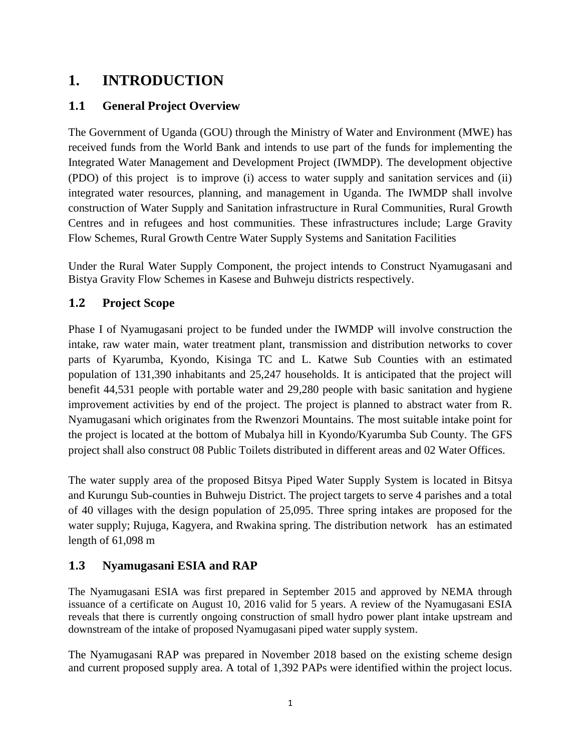# 1. INTRODUCTION

## 1.1 General Project Overview

The Government of Uganda (GOU) through the Ministry of Water and Environment (MWE) has received funds from the World Bank and intends to use part of the funds for implementing the Integrated Water Management and Development Project (IWMDP). The development objective (PDO) of this project is to improve (i) access to water supply and sanitation services and (ii) integrated water resources, planning, and management in Uganda. The IWMDP shall involve construction of Water Supply and Sanitation infrastructure in Rural Communities, Rural Growth Centres and in refugees and host communities. These infrastructures include; Large Gravity Flow Schemes, Rural Growth Centre Water Supply Systems and Sanitation Facilities

Under the Rural Water Supply Component, the project intends to Construct Nyamugasani and Bistya Gravity Flow Schemes in Kasese and Buhweju districts respectively.

## 1.2 Project Scope

Phase I of Nyamugasani project to be funded under the IWMDP will involve construction the intake, raw water main, water treatment plant, transmission and distribution networks to cover parts of Kyarumba, Kyondo, Kisinga TC and L. Katwe Sub Counties with an estimated population of 131,390 inhabitants and 25,247 households. It is anticipated that the project will benefit 44,531 people with portable water and 29,280 people with basic sanitation and hygiene improvement activities by end of the project. The project is planned to abstract water from R. Nyamugasani which originates from the Rwenzori Mountains. The most suitable intake point for the project is located at the bottom of Mubalya hill in Kyondo/Kyarumba Sub County. The GFS project shall also construct 08 Public Toilets distributed in different areas and 02 Water Offices.

The water supply area of the proposed Bitsya Piped Water Supply System is located in Bitsya and Kurungu Sub-counties in Buhweju District. The project targets to serve 4 parishes and a total of 40 villages with the design population of 25,095. Three spring intakes are proposed for the water supply; Rujuga, Kagyera, and Rwakina spring. The distribution network has an estimated length of 61,098 m

## 1.3 Nyamugasani ESIA and RAP

The Nyamugasani ESIA was first prepared in September 2015 and approved by NEMA through issuance of a certificate on August 10, 2016 valid for 5 years. A review of the Nyamugasani ESIA reveals that there is currently ongoing construction of small hydro power plant intake upstream and downstream of the intake of proposed Nyamugasani piped water supply system.

The Nyamugasani RAP was prepared in November 2018 based on the existing scheme design and current proposed supply area. A total of 1,392 PAPs were identified within the project locus.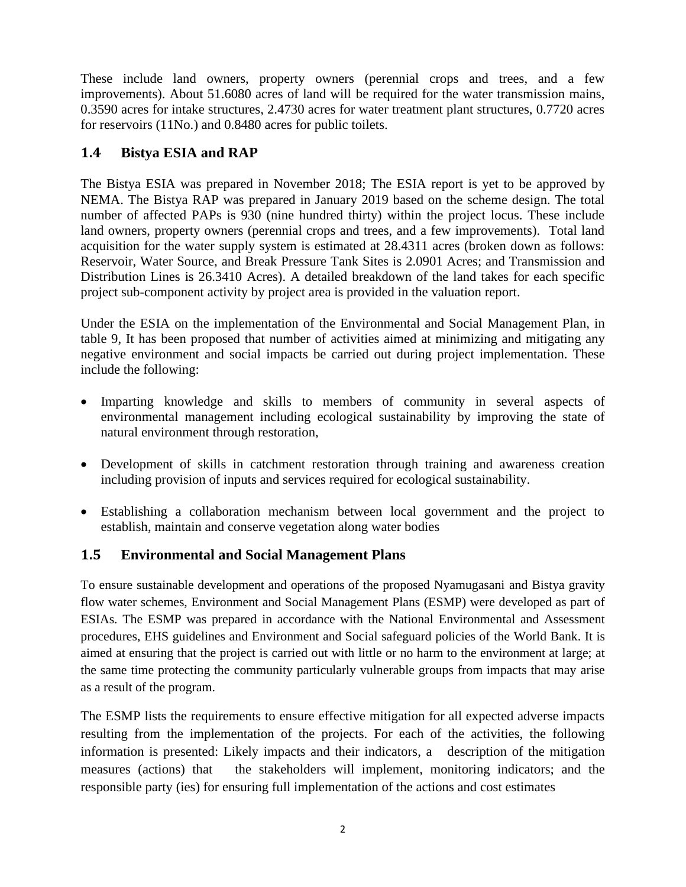These include land owners, property owners (perennial crops and trees, and a few improvements). About 51.6080 acres of land will be required for the water transmission mains, 0.3590 acres for intake structures, 2.4730 acres for water treatment plant structures, 0.7720 acres for reservoirs (11No.) and 0.8480 acres for public toilets.

## 1.4 Bistya ESIA and RAP

The Bistya ESIA was prepared in November 2018; The ESIA report is yet to be approved by NEMA. The Bistya RAP was prepared in January 2019 based on the scheme design. The total number of affected PAPs is 930 (nine hundred thirty) within the project locus. These include land owners, property owners (perennial crops and trees, and a few improvements). Total land acquisition for the water supply system is estimated at 28.4311 acres (broken down as follows: Reservoir, Water Source, and Break Pressure Tank Sites is 2.0901 Acres; and Transmission and Distribution Lines is 26.3410 Acres). A detailed breakdown of the land takes for each specific project sub-component activity by project area is provided in the valuation report.

Under the ESIA on the implementation of the Environmental and Social Management Plan, in table 9, It has been proposed that number of activities aimed at minimizing and mitigating any negative environment and social impacts be carried out during project implementation. These include the following:

- Imparting knowledge and skills to members of community in several aspects of environmental management including ecological sustainability by improving the state of natural environment through restoration,
- Development of skills in catchment restoration through training and awareness creation including provision of inputs and services required for ecological sustainability.
- Establishing a collaboration mechanism between local government and the project to establish, maintain and conserve vegetation along water bodies

## 1.5 Environmental and Social Management Plans

To ensure sustainable development and operations of the proposed Nyamugasani and Bistya gravity flow water schemes, Environment and Social Management Plans (ESMP) were developed as part of ESIAs. The ESMP was prepared in accordance with the National Environmental and Assessment procedures, EHS guidelines and Environment and Social safeguard policies of the World Bank. It is aimed at ensuring that the project is carried out with little or no harm to the environment at large; at the same time protecting the community particularly vulnerable groups from impacts that may arise as a result of the program.

The ESMP lists the requirements to ensure effective mitigation for all expected adverse impacts resulting from the implementation of the projects. For each of the activities, the following information is presented: Likely impacts and their indicators, a description of the mitigation measures (actions) that the stakeholders will implement, monitoring indicators; and the responsible party (ies) for ensuring full implementation of the actions and cost estimates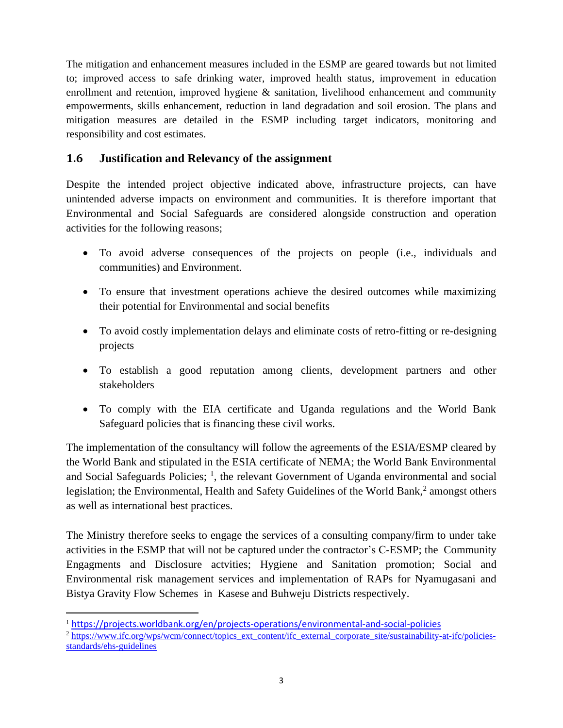The mitigation and enhancement measures included in the ESMP are geared towards but not limited to; improved access to safe drinking water, improved health status, improvement in education enrollment and retention, improved hygiene & sanitation, livelihood enhancement and community empowerments, skills enhancement, reduction in land degradation and soil erosion. The plans and mitigation measures are detailed in the ESMP including target indicators, monitoring and responsibility and cost estimates.

## 1.6 Justification and Relevancy of the assignment

Despite the intended project objective indicated above, infrastructure projects, can have unintended adverse impacts on environment and communities. It is therefore important that Environmental and Social Safeguards are considered alongside construction and operation activities for the following reasons;

- To avoid adverse consequences of the projects on people (i.e., individuals and communities) and Environment.
- To ensure that investment operations achieve the desired outcomes while maximizing their potential for Environmental and social benefits
- To avoid costly implementation delays and eliminate costs of retro-fitting or re-designing projects
- To establish a good reputation among clients, development partners and other stakeholders
- To comply with the EIA certificate and Uganda regulations and the World Bank Safeguard policies that is financing these civil works.

The implementation of the consultancy will follow the agreements of the ESIA/ESMP cleared by the World Bank and stipulated in the ESIA certificate of NEMA; the World Bank Environmental and Social Safeguards Policies; [1], the relevant Government of Uganda environmental and social legislation; the Environmental, Health and Safety Guidelines of the World Bank,[2] amongst others as well as international best practices.

The Ministry therefore seeks to engage the services of a consulting company/firm to under take activities in the ESMP that will not be captured under the contractor's C-ESMP; the Community Engagments and Disclosure actvities; Hygiene and Sanitation promotion; Social and Environmental risk management services and implementation of RAPs for Nyamugasani and Bistya Gravity Flow Schemes in Kasese and Buhweju Districts respectively.

---

[1] https://projects.worldbank.org/en/projects-operations/environmental-and-social-policies

[2] https://www.ifc.org/wps/wcm/connect/topics_ext_content/ifc_external_corporate_site/sustainability-at-ifc/policies-standards/ehs-guidelines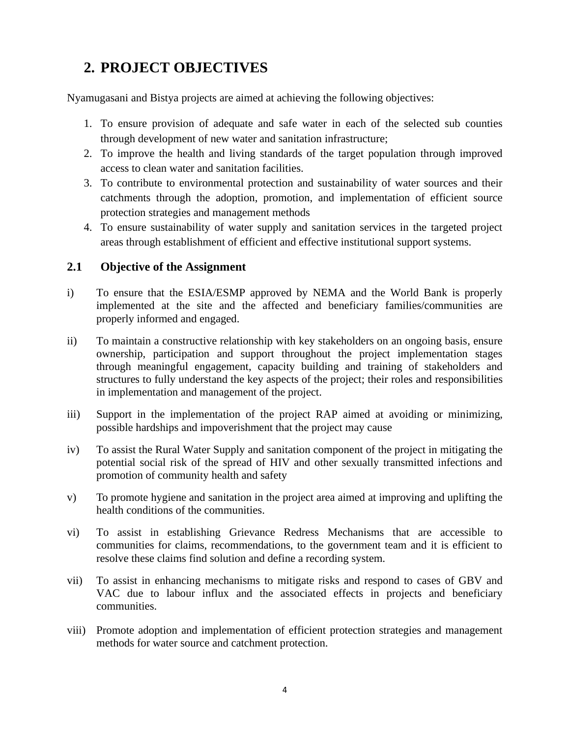# 2. PROJECT OBJECTIVES

Nyamugasani and Bistya projects are aimed at achieving the following objectives:

1. To ensure provision of adequate and safe water in each of the selected sub counties through development of new water and sanitation infrastructure;
2. To improve the health and living standards of the target population through improved access to clean water and sanitation facilities.
3. To contribute to environmental protection and sustainability of water sources and their catchments through the adoption, promotion, and implementation of efficient source protection strategies and management methods
4. To ensure sustainability of water supply and sanitation services in the targeted project areas through establishment of efficient and effective institutional support systems.

## 2.1 Objective of the Assignment

i) To ensure that the ESIA/ESMP approved by NEMA and the World Bank is properly implemented at the site and the affected and beneficiary families/communities are properly informed and engaged.

ii) To maintain a constructive relationship with key stakeholders on an ongoing basis, ensure ownership, participation and support throughout the project implementation stages through meaningful engagement, capacity building and training of stakeholders and structures to fully understand the key aspects of the project; their roles and responsibilities in implementation and management of the project.

iii) Support in the implementation of the project RAP aimed at avoiding or minimizing, possible hardships and impoverishment that the project may cause

iv) To assist the Rural Water Supply and sanitation component of the project in mitigating the potential social risk of the spread of HIV and other sexually transmitted infections and promotion of community health and safety

v) To promote hygiene and sanitation in the project area aimed at improving and uplifting the health conditions of the communities.

vi) To assist in establishing Grievance Redress Mechanisms that are accessible to communities for claims, recommendations, to the government team and it is efficient to resolve these claims find solution and define a recording system.

vii) To assist in enhancing mechanisms to mitigate risks and respond to cases of GBV and VAC due to labour influx and the associated effects in projects and beneficiary communities.

viii) Promote adoption and implementation of efficient protection strategies and management methods for water source and catchment protection.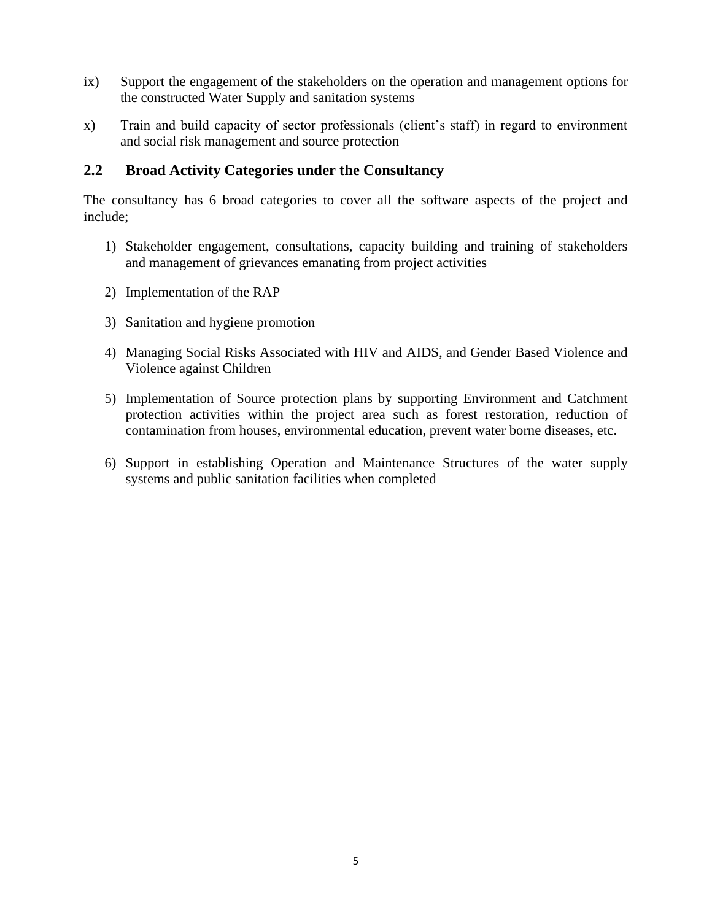ix) Support the engagement of the stakeholders on the operation and management options for the constructed Water Supply and sanitation systems

x) Train and build capacity of sector professionals (client's staff) in regard to environment and social risk management and source protection

## 2.2 Broad Activity Categories under the Consultancy

The consultancy has 6 broad categories to cover all the software aspects of the project and include;

1) Stakeholder engagement, consultations, capacity building and training of stakeholders and management of grievances emanating from project activities

2) Implementation of the RAP

3) Sanitation and hygiene promotion

4) Managing Social Risks Associated with HIV and AIDS, and Gender Based Violence and Violence against Children

5) Implementation of Source protection plans by supporting Environment and Catchment protection activities within the project area such as forest restoration, reduction of contamination from houses, environmental education, prevent water borne diseases, etc.

6) Support in establishing Operation and Maintenance Structures of the water supply systems and public sanitation facilities when completed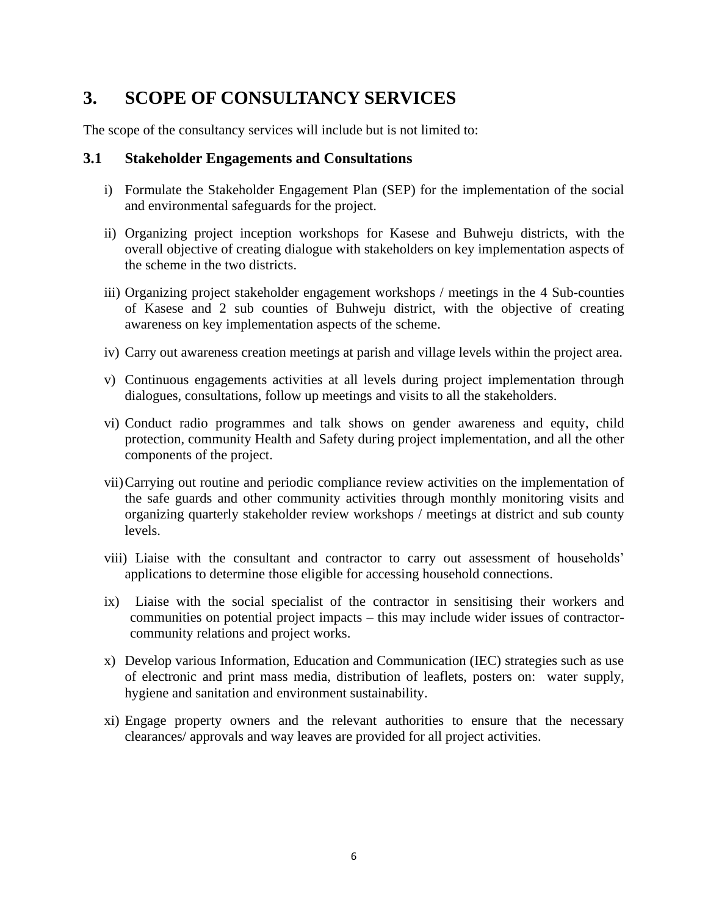# 3. SCOPE OF CONSULTANCY SERVICES

The scope of the consultancy services will include but is not limited to:

## 3.1 Stakeholder Engagements and Consultations

i) Formulate the Stakeholder Engagement Plan (SEP) for the implementation of the social and environmental safeguards for the project.

ii) Organizing project inception workshops for Kasese and Buhweju districts, with the overall objective of creating dialogue with stakeholders on key implementation aspects of the scheme in the two districts.

iii) Organizing project stakeholder engagement workshops / meetings in the 4 Sub-counties of Kasese and 2 sub counties of Buhweju district, with the objective of creating awareness on key implementation aspects of the scheme.

iv) Carry out awareness creation meetings at parish and village levels within the project area.

v) Continuous engagements activities at all levels during project implementation through dialogues, consultations, follow up meetings and visits to all the stakeholders.

vi) Conduct radio programmes and talk shows on gender awareness and equity, child protection, community Health and Safety during project implementation, and all the other components of the project.

vii) Carrying out routine and periodic compliance review activities on the implementation of the safe guards and other community activities through monthly monitoring visits and organizing quarterly stakeholder review workshops / meetings at district and sub county levels.

viii) Liaise with the consultant and contractor to carry out assessment of households' applications to determine those eligible for accessing household connections.

ix) Liaise with the social specialist of the contractor in sensitising their workers and communities on potential project impacts – this may include wider issues of contractor-community relations and project works.

x) Develop various Information, Education and Communication (IEC) strategies such as use of electronic and print mass media, distribution of leaflets, posters on: water supply, hygiene and sanitation and environment sustainability.

xi) Engage property owners and the relevant authorities to ensure that the necessary clearances/ approvals and way leaves are provided for all project activities.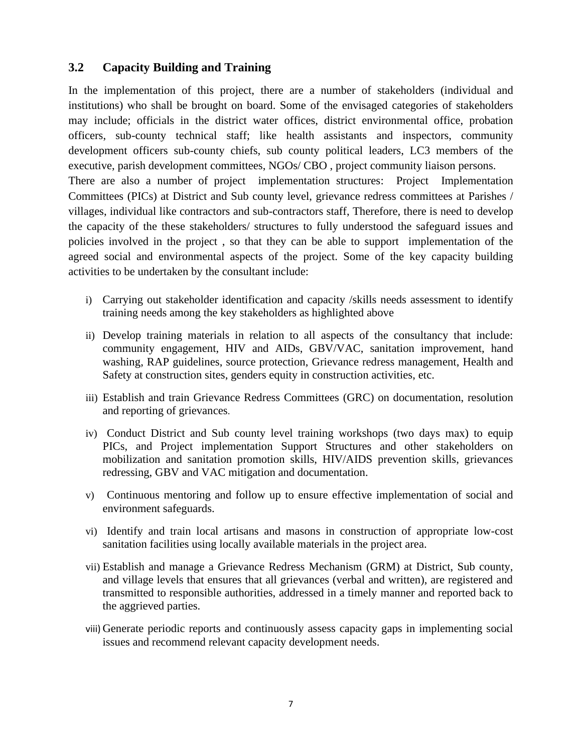## 3.2 Capacity Building and Training

In the implementation of this project, there are a number of stakeholders (individual and institutions) who shall be brought on board. Some of the envisaged categories of stakeholders may include; officials in the district water offices, district environmental office, probation officers, sub-county technical staff; like health assistants and inspectors, community development officers sub-county chiefs, sub county political leaders, LC3 members of the executive, parish development committees, NGOs/ CBO , project community liaison persons.

There are also a number of project implementation structures: Project Implementation Committees (PICs) at District and Sub county level, grievance redress committees at Parishes / villages, individual like contractors and sub-contractors staff, Therefore, there is need to develop the capacity of the these stakeholders/ structures to fully understood the safeguard issues and policies involved in the project , so that they can be able to support implementation of the agreed social and environmental aspects of the project. Some of the key capacity building activities to be undertaken by the consultant include:

i) Carrying out stakeholder identification and capacity /skills needs assessment to identify training needs among the key stakeholders as highlighted above

ii) Develop training materials in relation to all aspects of the consultancy that include: community engagement, HIV and AIDs, GBV/VAC, sanitation improvement, hand washing, RAP guidelines, source protection, Grievance redress management, Health and Safety at construction sites, genders equity in construction activities, etc.

iii) Establish and train Grievance Redress Committees (GRC) on documentation, resolution and reporting of grievances.

iv) Conduct District and Sub county level training workshops (two days max) to equip PICs, and Project implementation Support Structures and other stakeholders on mobilization and sanitation promotion skills, HIV/AIDS prevention skills, grievances redressing, GBV and VAC mitigation and documentation.

v) Continuous mentoring and follow up to ensure effective implementation of social and environment safeguards.

vi) Identify and train local artisans and masons in construction of appropriate low-cost sanitation facilities using locally available materials in the project area.

vii) Establish and manage a Grievance Redress Mechanism (GRM) at District, Sub county, and village levels that ensures that all grievances (verbal and written), are registered and transmitted to responsible authorities, addressed in a timely manner and reported back to the aggrieved parties.

viii) Generate periodic reports and continuously assess capacity gaps in implementing social issues and recommend relevant capacity development needs.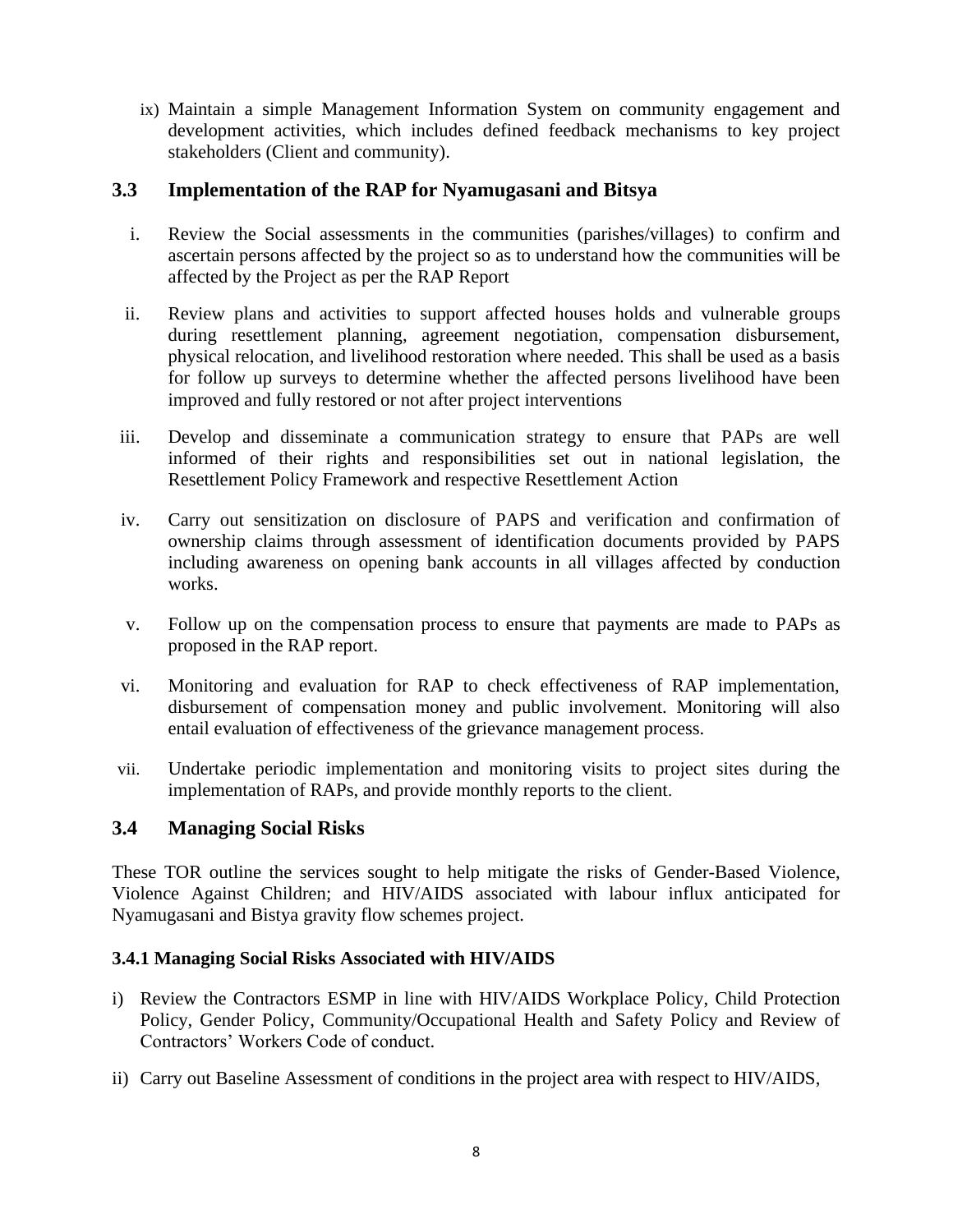ix) Maintain a simple Management Information System on community engagement and development activities, which includes defined feedback mechanisms to key project stakeholders (Client and community).

## 3.3 Implementation of the RAP for Nyamugasani and Bitsya

i. Review the Social assessments in the communities (parishes/villages) to confirm and ascertain persons affected by the project so as to understand how the communities will be affected by the Project as per the RAP Report

ii. Review plans and activities to support affected houses holds and vulnerable groups during resettlement planning, agreement negotiation, compensation disbursement, physical relocation, and livelihood restoration where needed. This shall be used as a basis for follow up surveys to determine whether the affected persons livelihood have been improved and fully restored or not after project interventions

iii. Develop and disseminate a communication strategy to ensure that PAPs are well informed of their rights and responsibilities set out in national legislation, the Resettlement Policy Framework and respective Resettlement Action

iv. Carry out sensitization on disclosure of PAPS and verification and confirmation of ownership claims through assessment of identification documents provided by PAPS including awareness on opening bank accounts in all villages affected by conduction works.

v. Follow up on the compensation process to ensure that payments are made to PAPs as proposed in the RAP report.

vi. Monitoring and evaluation for RAP to check effectiveness of RAP implementation, disbursement of compensation money and public involvement. Monitoring will also entail evaluation of effectiveness of the grievance management process.

vii. Undertake periodic implementation and monitoring visits to project sites during the implementation of RAPs, and provide monthly reports to the client.

## 3.4 Managing Social Risks

These TOR outline the services sought to help mitigate the risks of Gender-Based Violence, Violence Against Children; and HIV/AIDS associated with labour influx anticipated for Nyamugasani and Bistya gravity flow schemes project.

### 3.4.1 Managing Social Risks Associated with HIV/AIDS

i) Review the Contractors ESMP in line with HIV/AIDS Workplace Policy, Child Protection Policy, Gender Policy, Community/Occupational Health and Safety Policy and Review of Contractors' Workers Code of conduct.

ii) Carry out Baseline Assessment of conditions in the project area with respect to HIV/AIDS,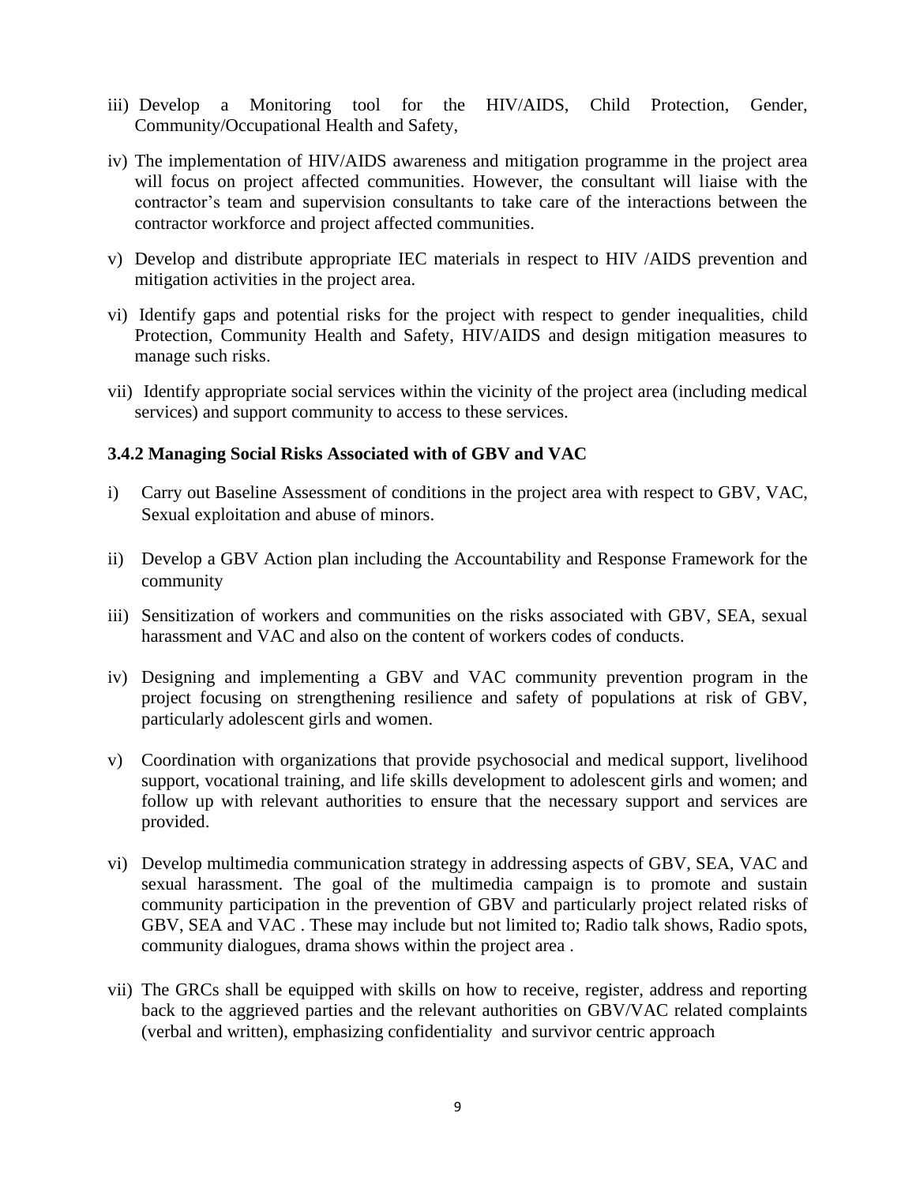iii) Develop a Monitoring tool for the HIV/AIDS, Child Protection, Gender, Community/Occupational Health and Safety,

iv) The implementation of HIV/AIDS awareness and mitigation programme in the project area will focus on project affected communities. However, the consultant will liaise with the contractor's team and supervision consultants to take care of the interactions between the contractor workforce and project affected communities.

v) Develop and distribute appropriate IEC materials in respect to HIV /AIDS prevention and mitigation activities in the project area.

vi) Identify gaps and potential risks for the project with respect to gender inequalities, child Protection, Community Health and Safety, HIV/AIDS and design mitigation measures to manage such risks.

vii) Identify appropriate social services within the vicinity of the project area (including medical services) and support community to access to these services.

### 3.4.2 Managing Social Risks Associated with of GBV and VAC

i) Carry out Baseline Assessment of conditions in the project area with respect to GBV, VAC, Sexual exploitation and abuse of minors.

ii) Develop a GBV Action plan including the Accountability and Response Framework for the community

iii) Sensitization of workers and communities on the risks associated with GBV, SEA, sexual harassment and VAC and also on the content of workers codes of conducts.

iv) Designing and implementing a GBV and VAC community prevention program in the project focusing on strengthening resilience and safety of populations at risk of GBV, particularly adolescent girls and women.

v) Coordination with organizations that provide psychosocial and medical support, livelihood support, vocational training, and life skills development to adolescent girls and women; and follow up with relevant authorities to ensure that the necessary support and services are provided.

vi) Develop multimedia communication strategy in addressing aspects of GBV, SEA, VAC and sexual harassment. The goal of the multimedia campaign is to promote and sustain community participation in the prevention of GBV and particularly project related risks of GBV, SEA and VAC . These may include but not limited to; Radio talk shows, Radio spots, community dialogues, drama shows within the project area .

vii) The GRCs shall be equipped with skills on how to receive, register, address and reporting back to the aggrieved parties and the relevant authorities on GBV/VAC related complaints (verbal and written), emphasizing confidentiality and survivor centric approach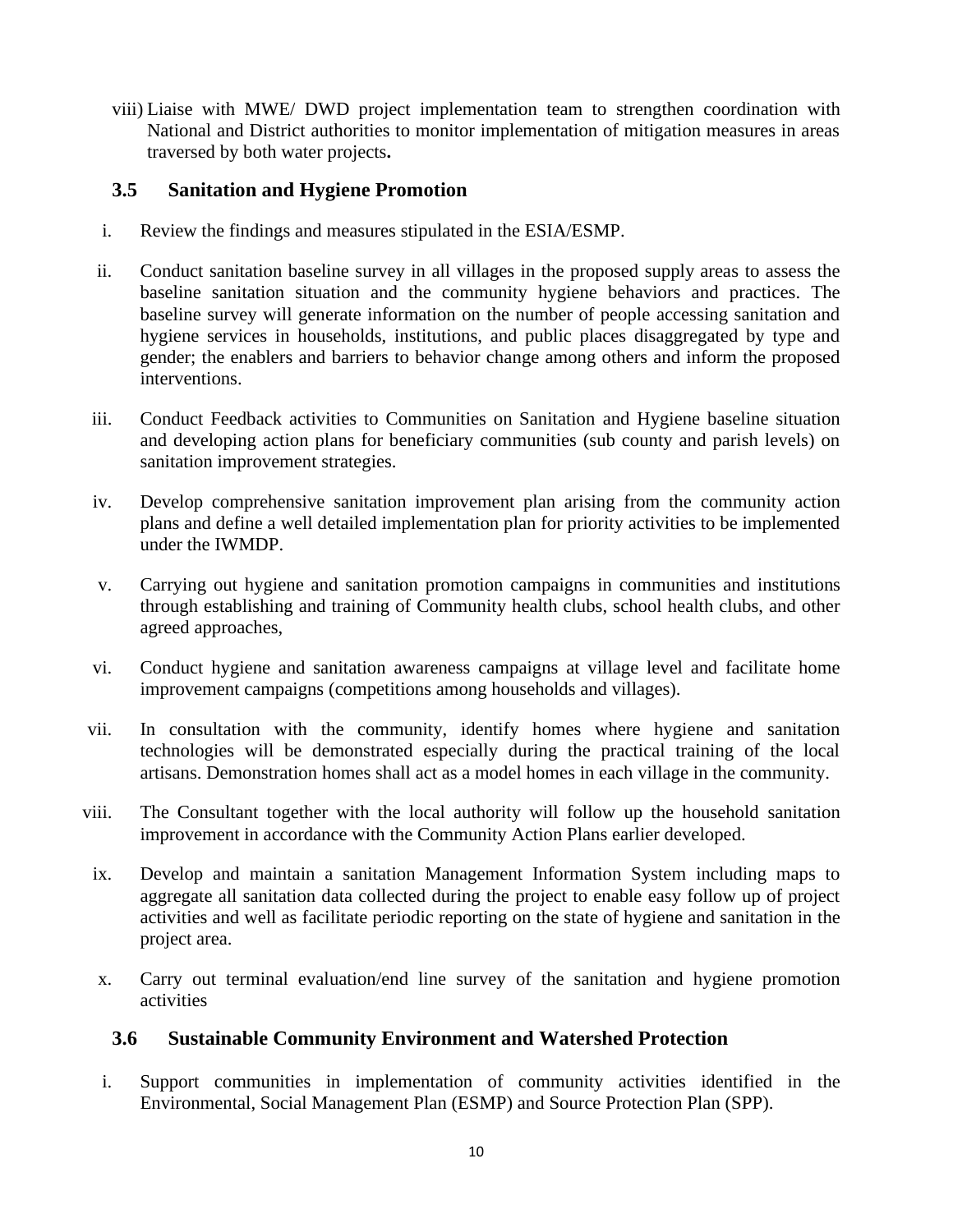viii) Liaise with MWE/ DWD project implementation team to strengthen coordination with National and District authorities to monitor implementation of mitigation measures in areas traversed by both water projects**.**

### 3.5 Sanitation and Hygiene Promotion

i. Review the findings and measures stipulated in the ESIA/ESMP.

ii. Conduct sanitation baseline survey in all villages in the proposed supply areas to assess the baseline sanitation situation and the community hygiene behaviors and practices. The baseline survey will generate information on the number of people accessing sanitation and hygiene services in households, institutions, and public places disaggregated by type and gender; the enablers and barriers to behavior change among others and inform the proposed interventions.

iii. Conduct Feedback activities to Communities on Sanitation and Hygiene baseline situation and developing action plans for beneficiary communities (sub county and parish levels) on sanitation improvement strategies.

iv. Develop comprehensive sanitation improvement plan arising from the community action plans and define a well detailed implementation plan for priority activities to be implemented under the IWMDP.

v. Carrying out hygiene and sanitation promotion campaigns in communities and institutions through establishing and training of Community health clubs, school health clubs, and other agreed approaches,

vi. Conduct hygiene and sanitation awareness campaigns at village level and facilitate home improvement campaigns (competitions among households and villages).

vii. In consultation with the community, identify homes where hygiene and sanitation technologies will be demonstrated especially during the practical training of the local artisans. Demonstration homes shall act as a model homes in each village in the community.

viii. The Consultant together with the local authority will follow up the household sanitation improvement in accordance with the Community Action Plans earlier developed.

ix. Develop and maintain a sanitation Management Information System including maps to aggregate all sanitation data collected during the project to enable easy follow up of project activities and well as facilitate periodic reporting on the state of hygiene and sanitation in the project area.

x. Carry out terminal evaluation/end line survey of the sanitation and hygiene promotion activities

### 3.6 Sustainable Community Environment and Watershed Protection

i. Support communities in implementation of community activities identified in the Environmental, Social Management Plan (ESMP) and Source Protection Plan (SPP).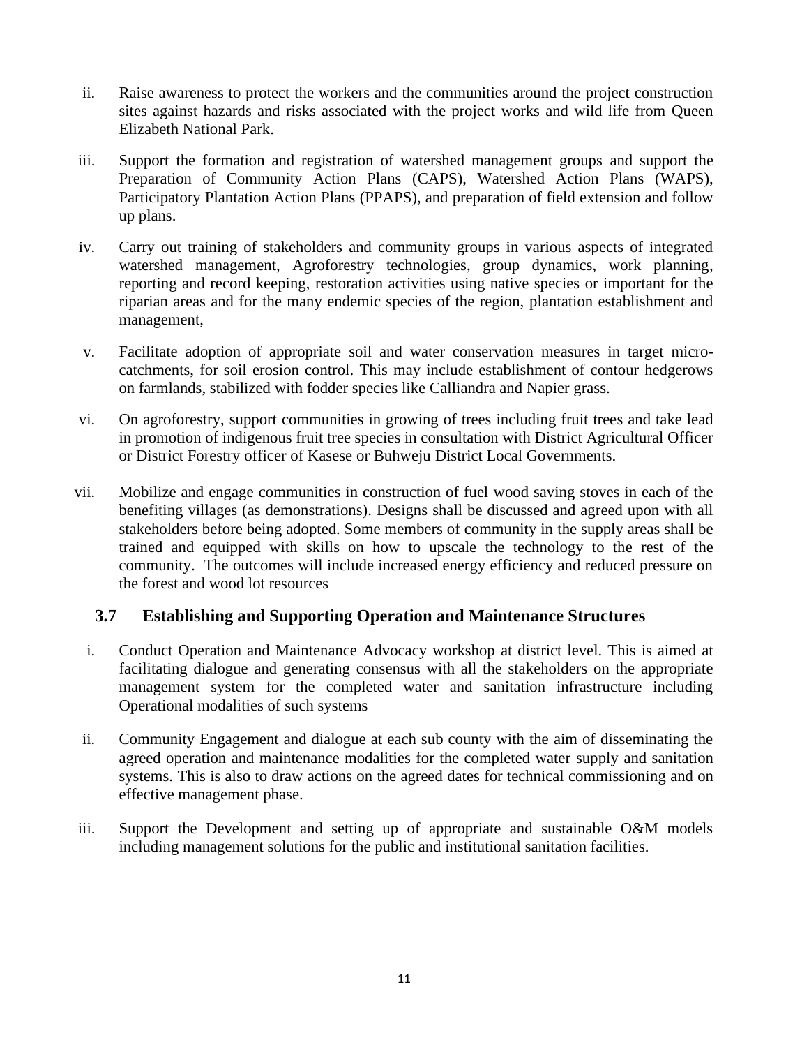ii. Raise awareness to protect the workers and the communities around the project construction sites against hazards and risks associated with the project works and wild life from Queen Elizabeth National Park.

iii. Support the formation and registration of watershed management groups and support the Preparation of Community Action Plans (CAPS), Watershed Action Plans (WAPS), Participatory Plantation Action Plans (PPAPS), and preparation of field extension and follow up plans.

iv. Carry out training of stakeholders and community groups in various aspects of integrated watershed management, Agroforestry technologies, group dynamics, work planning, reporting and record keeping, restoration activities using native species or important for the riparian areas and for the many endemic species of the region, plantation establishment and management,

v. Facilitate adoption of appropriate soil and water conservation measures in target micro-catchments, for soil erosion control. This may include establishment of contour hedgerows on farmlands, stabilized with fodder species like Calliandra and Napier grass.

vi. On agroforestry, support communities in growing of trees including fruit trees and take lead in promotion of indigenous fruit tree species in consultation with District Agricultural Officer or District Forestry officer of Kasese or Buhweju District Local Governments.

vii. Mobilize and engage communities in construction of fuel wood saving stoves in each of the benefiting villages (as demonstrations). Designs shall be discussed and agreed upon with all stakeholders before being adopted. Some members of community in the supply areas shall be trained and equipped with skills on how to upscale the technology to the rest of the community. The outcomes will include increased energy efficiency and reduced pressure on the forest and wood lot resources

### 3.7 Establishing and Supporting Operation and Maintenance Structures

i. Conduct Operation and Maintenance Advocacy workshop at district level. This is aimed at facilitating dialogue and generating consensus with all the stakeholders on the appropriate management system for the completed water and sanitation infrastructure including Operational modalities of such systems

ii. Community Engagement and dialogue at each sub county with the aim of disseminating the agreed operation and maintenance modalities for the completed water supply and sanitation systems. This is also to draw actions on the agreed dates for technical commissioning and on effective management phase.

iii. Support the Development and setting up of appropriate and sustainable O&M models including management solutions for the public and institutional sanitation facilities.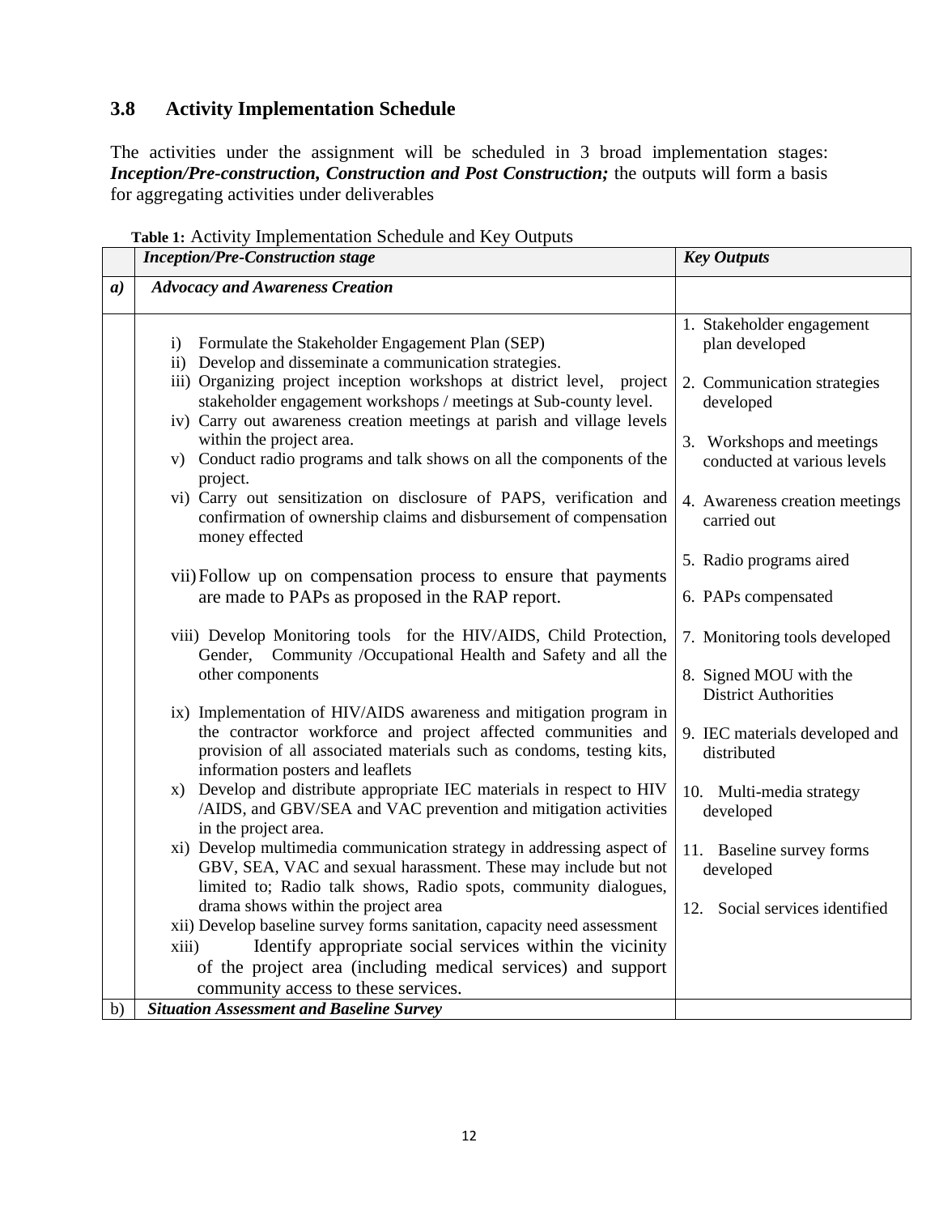## 3.8 Activity Implementation Schedule

The activities under the assignment will be scheduled in 3 broad implementation stages: ***Inception/Pre-construction, Construction and Post Construction;*** the outputs will form a basis for aggregating activities under deliverables

**Table 1:** Activity Implementation Schedule and Key Outputs

| | ***Inception/Pre-Construction stage*** | ***Key Outputs*** |
|---|---|---|
| ***a)*** | ***Advocacy and Awareness Creation*** | |
| | i) Formulate the Stakeholder Engagement Plan (SEP)<br>ii) Develop and disseminate a communication strategies.<br>iii) Organizing project inception workshops at district level, project stakeholder engagement workshops / meetings at Sub-county level.<br>iv) Carry out awareness creation meetings at parish and village levels within the project area.<br>v) Conduct radio programs and talk shows on all the components of the project.<br>vi) Carry out sensitization on disclosure of PAPS, verification and confirmation of ownership claims and disbursement of compensation money effected<br>vii) Follow up on compensation process to ensure that payments are made to PAPs as proposed in the RAP report.<br>viii) Develop Monitoring tools for the HIV/AIDS, Child Protection, Gender, Community /Occupational Health and Safety and all the other components<br>ix) Implementation of HIV/AIDS awareness and mitigation program in the contractor workforce and project affected communities and provision of all associated materials such as condoms, testing kits, information posters and leaflets<br>x) Develop and distribute appropriate IEC materials in respect to HIV /AIDS, and GBV/SEA and VAC prevention and mitigation activities in the project area.<br>xi) Develop multimedia communication strategy in addressing aspect of GBV, SEA, VAC and sexual harassment. These may include but not limited to; Radio talk shows, Radio spots, community dialogues, drama shows within the project area<br>xii) Develop baseline survey forms sanitation, capacity need assessment<br>xiii) Identify appropriate social services within the vicinity of the project area (including medical services) and support community access to these services. | 1. Stakeholder engagement plan developed<br>2. Communication strategies developed<br>3. Workshops and meetings conducted at various levels<br>4. Awareness creation meetings carried out<br>5. Radio programs aired<br>6. PAPs compensated<br>7. Monitoring tools developed<br>8. Signed MOU with the District Authorities<br>9. IEC materials developed and distributed<br>10. Multi-media strategy developed<br>11. Baseline survey forms developed<br>12. Social services identified |
| b) | ***Situation Assessment and Baseline Survey*** | |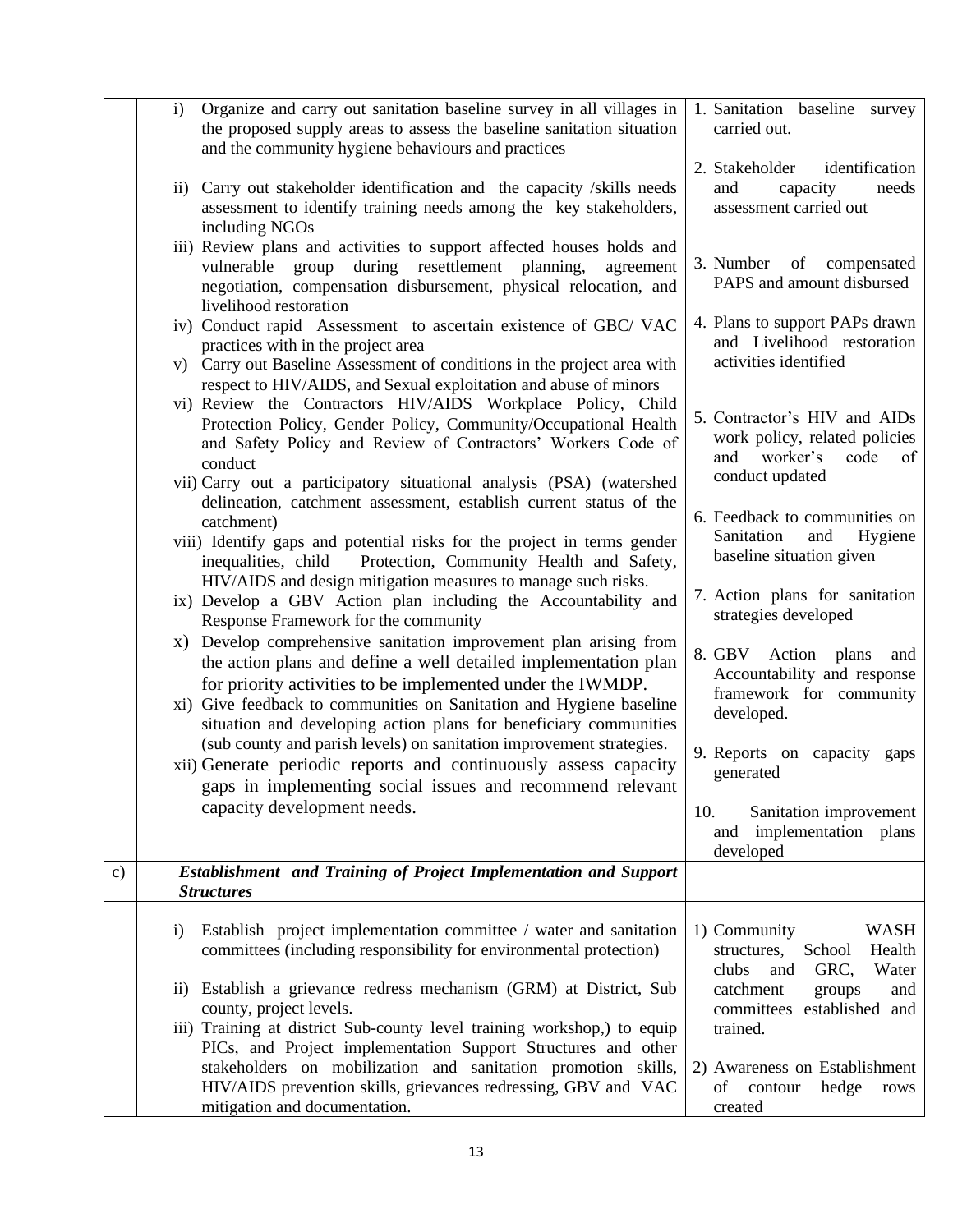| | | |
|---|---|---|
| | i) Organize and carry out sanitation baseline survey in all villages in the proposed supply areas to assess the baseline sanitation situation and the community hygiene behaviours and practices<br><br>ii) Carry out stakeholder identification and the capacity /skills needs assessment to identify training needs among the key stakeholders, including NGOs<br><br>iii) Review plans and activities to support affected houses holds and vulnerable group during resettlement planning, agreement negotiation, compensation disbursement, physical relocation, and livelihood restoration<br><br>iv) Conduct rapid Assessment to ascertain existence of GBC/ VAC practices with in the project area<br><br>v) Carry out Baseline Assessment of conditions in the project area with respect to HIV/AIDS, and Sexual exploitation and abuse of minors<br><br>vi) Review the Contractors HIV/AIDS Workplace Policy, Child Protection Policy, Gender Policy, Community/Occupational Health and Safety Policy and Review of Contractors' Workers Code of conduct<br><br>vii) Carry out a participatory situational analysis (PSA) (watershed delineation, catchment assessment, establish current status of the catchment)<br><br>viii) Identify gaps and potential risks for the project in terms gender inequalities, child Protection, Community Health and Safety, HIV/AIDS and design mitigation measures to manage such risks.<br><br>ix) Develop a GBV Action plan including the Accountability and Response Framework for the community<br><br>x) Develop comprehensive sanitation improvement plan arising from the action plans and define a well detailed implementation plan for priority activities to be implemented under the IWMDP.<br><br>xi) Give feedback to communities on Sanitation and Hygiene baseline situation and developing action plans for beneficiary communities (sub county and parish levels) on sanitation improvement strategies.<br><br>xii) Generate periodic reports and continuously assess capacity gaps in implementing social issues and recommend relevant capacity development needs. | 1. Sanitation baseline survey carried out.<br><br>2. Stakeholder identification and capacity needs assessment carried out<br><br>3. Number of compensated PAPS and amount disbursed<br><br>4. Plans to support PAPs drawn and Livelihood restoration activities identified<br><br>5. Contractor's HIV and AIDs work policy, related policies and worker's code of conduct updated<br><br>6. Feedback to communities on Sanitation and Hygiene baseline situation given<br><br>7. Action plans for sanitation strategies developed<br><br>8. GBV Action plans and Accountability and response framework for community developed.<br><br>9. Reports on capacity gaps generated<br><br>10. Sanitation improvement and implementation plans developed |
| c) | ***Establishment and Training of Project Implementation and Support Structures*** | |
| | i) Establish project implementation committee / water and sanitation committees (including responsibility for environmental protection)<br><br>ii) Establish a grievance redress mechanism (GRM) at District, Sub county, project levels.<br><br>iii) Training at district Sub-county level training workshop,) to equip PICs, and Project implementation Support Structures and other stakeholders on mobilization and sanitation promotion skills, HIV/AIDS prevention skills, grievances redressing, GBV and VAC mitigation and documentation. | 1) Community WASH structures, School Health clubs and GRC, Water catchment groups and committees established and trained.<br><br>2) Awareness on Establishment of contour hedge rows created |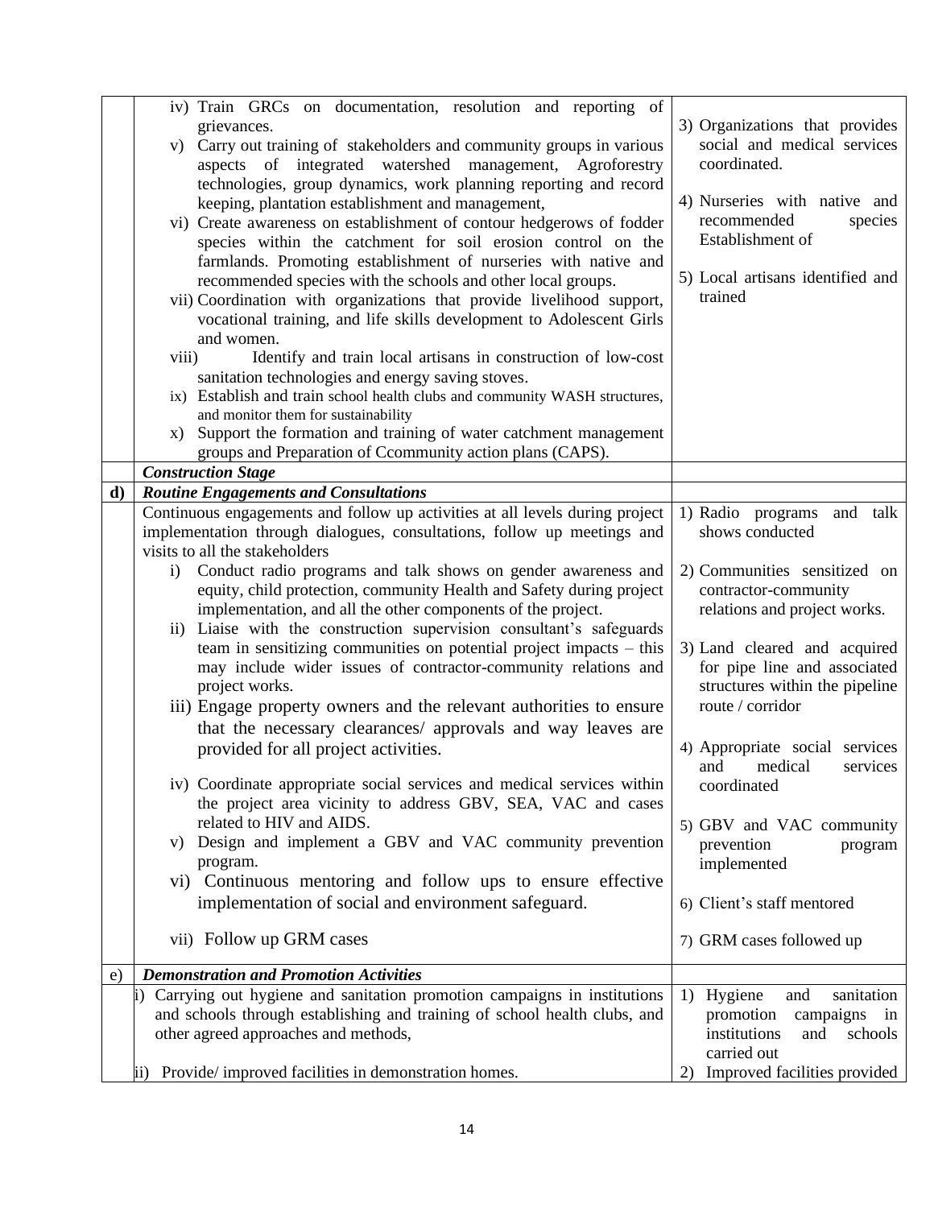|  | Activities | Outputs |
|---|---|---|
|  | iv) Train GRCs on documentation, resolution and reporting of grievances.<br>v) Carry out training of stakeholders and community groups in various aspects of integrated watershed management, Agroforestry technologies, group dynamics, work planning reporting and record keeping, plantation establishment and management,<br>vi) Create awareness on establishment of contour hedgerows of fodder species within the catchment for soil erosion control on the farmlands. Promoting establishment of nurseries with native and recommended species with the schools and other local groups.<br>vii) Coordination with organizations that provide livelihood support, vocational training, and life skills development to Adolescent Girls and women.<br>viii) Identify and train local artisans in construction of low-cost sanitation technologies and energy saving stoves.<br>ix) Establish and train school health clubs and community WASH structures, and monitor them for sustainability<br>x) Support the formation and training of water catchment management groups and Preparation of Ccommunity action plans (CAPS). | 3) Organizations that provides social and medical services coordinated.<br>4) Nurseries with native and recommended species Establishment of<br>5) Local artisans identified and trained |
|  | ***Construction Stage*** |  |
| **d)** | ***Routine Engagements and Consultations*** |  |
|  | Continuous engagements and follow up activities at all levels during project implementation through dialogues, consultations, follow up meetings and visits to all the stakeholders<br>i) Conduct radio programs and talk shows on gender awareness and equity, child protection, community Health and Safety during project implementation, and all the other components of the project.<br>ii) Liaise with the construction supervision consultant's safeguards team in sensitizing communities on potential project impacts – this may include wider issues of contractor-community relations and project works.<br>iii) Engage property owners and the relevant authorities to ensure that the necessary clearances/ approvals and way leaves are provided for all project activities.<br>iv) Coordinate appropriate social services and medical services within the project area vicinity to address GBV, SEA, VAC and cases related to HIV and AIDS.<br>v) Design and implement a GBV and VAC community prevention program.<br>vi) Continuous mentoring and follow ups to ensure effective implementation of social and environment safeguard.<br>vii) Follow up GRM cases | 1) Radio programs and talk shows conducted<br>2) Communities sensitized on contractor-community relations and project works.<br>3) Land cleared and acquired for pipe line and associated structures within the pipeline route / corridor<br>4) Appropriate social services and medical services coordinated<br>5) GBV and VAC community prevention program implemented<br>6) Client's staff mentored<br>7) GRM cases followed up |
| e) | ***Demonstration and Promotion Activities*** |  |
|  | i) Carrying out hygiene and sanitation promotion campaigns in institutions and schools through establishing and training of school health clubs, and other agreed approaches and methods,<br>ii) Provide/ improved facilities in demonstration homes. | 1) Hygiene and sanitation promotion campaigns in institutions and schools carried out<br>2) Improved facilities provided |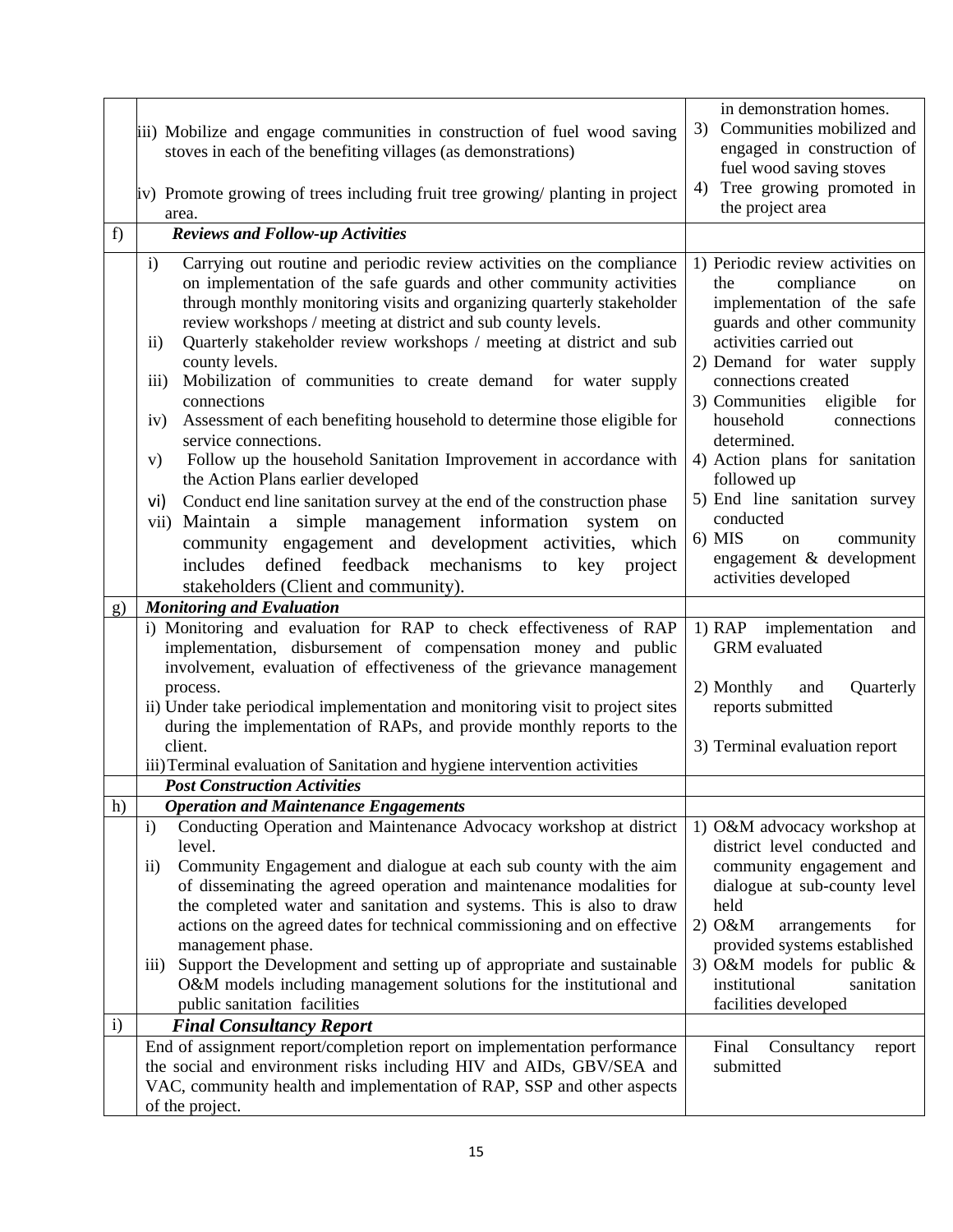| | | |
|---|---|---|
| | iii) Mobilize and engage communities in construction of fuel wood saving stoves in each of the benefiting villages (as demonstrations)<br><br>iv) Promote growing of trees including fruit tree growing/ planting in project area. | in demonstration homes.<br>3) Communities mobilized and engaged in construction of fuel wood saving stoves<br>4) Tree growing promoted in the project area |
| f) | ***Reviews and Follow-up Activities*** | |
| | i) Carrying out routine and periodic review activities on the compliance on implementation of the safe guards and other community activities through monthly monitoring visits and organizing quarterly stakeholder review workshops / meeting at district and sub county levels.<br>ii) Quarterly stakeholder review workshops / meeting at district and sub county levels.<br>iii) Mobilization of communities to create demand for water supply connections<br>iv) Assessment of each benefiting household to determine those eligible for service connections.<br>v) Follow up the household Sanitation Improvement in accordance with the Action Plans earlier developed<br>vi) Conduct end line sanitation survey at the end of the construction phase<br>vii) Maintain a simple management information system on community engagement and development activities, which includes defined feedback mechanisms to key project stakeholders (Client and community). | 1) Periodic review activities on the compliance on implementation of the safe guards and other community activities carried out<br>2) Demand for water supply connections created<br>3) Communities eligible for household connections determined.<br>4) Action plans for sanitation followed up<br>5) End line sanitation survey conducted<br>6) MIS on community engagement & development activities developed |
| g) | ***Monitoring and Evaluation*** | |
| | i) Monitoring and evaluation for RAP to check effectiveness of RAP implementation, disbursement of compensation money and public involvement, evaluation of effectiveness of the grievance management process.<br>ii) Under take periodical implementation and monitoring visit to project sites during the implementation of RAPs, and provide monthly reports to the client.<br>iii) Terminal evaluation of Sanitation and hygiene intervention activities | 1) RAP implementation and GRM evaluated<br><br>2) Monthly and Quarterly reports submitted<br><br>3) Terminal evaluation report |
| | ***Post Construction Activities*** | |
| h) | ***Operation and Maintenance Engagements*** | |
| | i) Conducting Operation and Maintenance Advocacy workshop at district level.<br>ii) Community Engagement and dialogue at each sub county with the aim of disseminating the agreed operation and maintenance modalities for the completed water and sanitation and systems. This is also to draw actions on the agreed dates for technical commissioning and on effective management phase.<br>iii) Support the Development and setting up of appropriate and sustainable O&M models including management solutions for the institutional and public sanitation facilities | 1) O&M advocacy workshop at district level conducted and community engagement and dialogue at sub-county level held<br>2) O&M arrangements for provided systems established<br>3) O&M models for public & institutional sanitation facilities developed |
| i) | ***Final Consultancy Report*** | |
| | End of assignment report/completion report on implementation performance the social and environment risks including HIV and AIDs, GBV/SEA and VAC, community health and implementation of RAP, SSP and other aspects of the project. | Final Consultancy report submitted |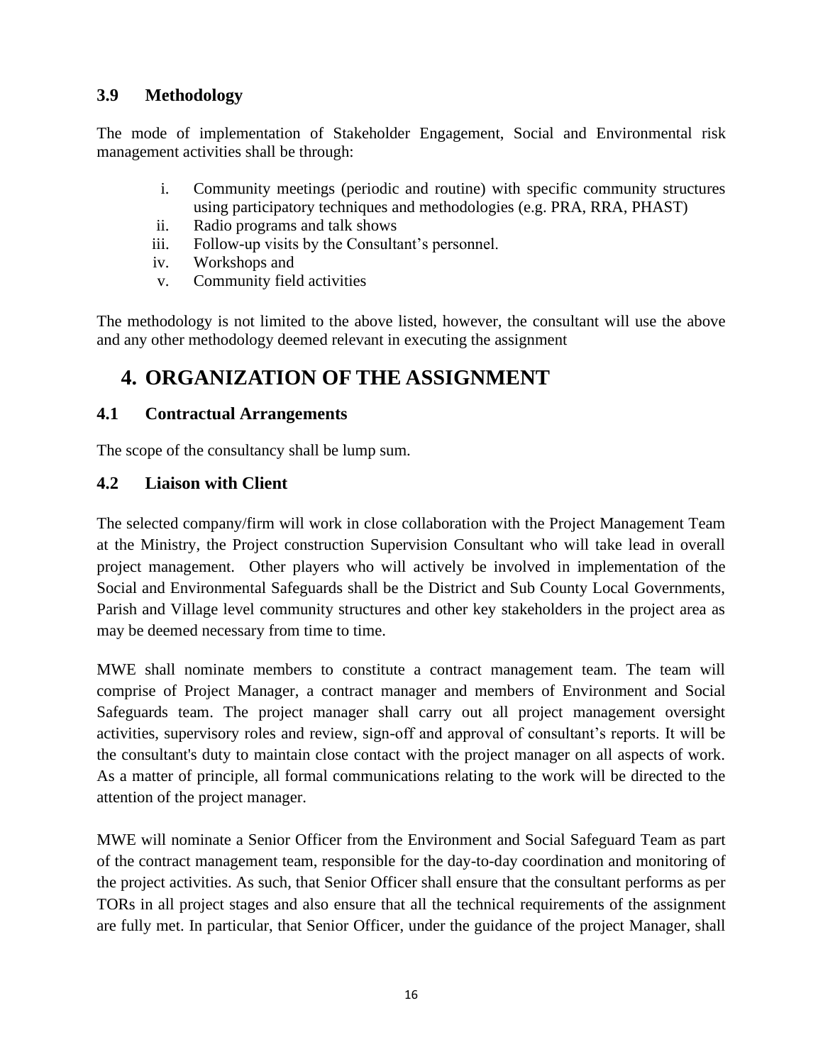### 3.9 Methodology

The mode of implementation of Stakeholder Engagement, Social and Environmental risk management activities shall be through:

i. Community meetings (periodic and routine) with specific community structures using participatory techniques and methodologies (e.g. PRA, RRA, PHAST)
ii. Radio programs and talk shows
iii. Follow-up visits by the Consultant's personnel.
iv. Workshops and
v. Community field activities

The methodology is not limited to the above listed, however, the consultant will use the above and any other methodology deemed relevant in executing the assignment

# 4. ORGANIZATION OF THE ASSIGNMENT

### 4.1 Contractual Arrangements

The scope of the consultancy shall be lump sum.

### 4.2 Liaison with Client

The selected company/firm will work in close collaboration with the Project Management Team at the Ministry, the Project construction Supervision Consultant who will take lead in overall project management. Other players who will actively be involved in implementation of the Social and Environmental Safeguards shall be the District and Sub County Local Governments, Parish and Village level community structures and other key stakeholders in the project area as may be deemed necessary from time to time.

MWE shall nominate members to constitute a contract management team. The team will comprise of Project Manager, a contract manager and members of Environment and Social Safeguards team. The project manager shall carry out all project management oversight activities, supervisory roles and review, sign-off and approval of consultant's reports. It will be the consultant's duty to maintain close contact with the project manager on all aspects of work. As a matter of principle, all formal communications relating to the work will be directed to the attention of the project manager.

MWE will nominate a Senior Officer from the Environment and Social Safeguard Team as part of the contract management team, responsible for the day-to-day coordination and monitoring of the project activities. As such, that Senior Officer shall ensure that the consultant performs as per TORs in all project stages and also ensure that all the technical requirements of the assignment are fully met. In particular, that Senior Officer, under the guidance of the project Manager, shall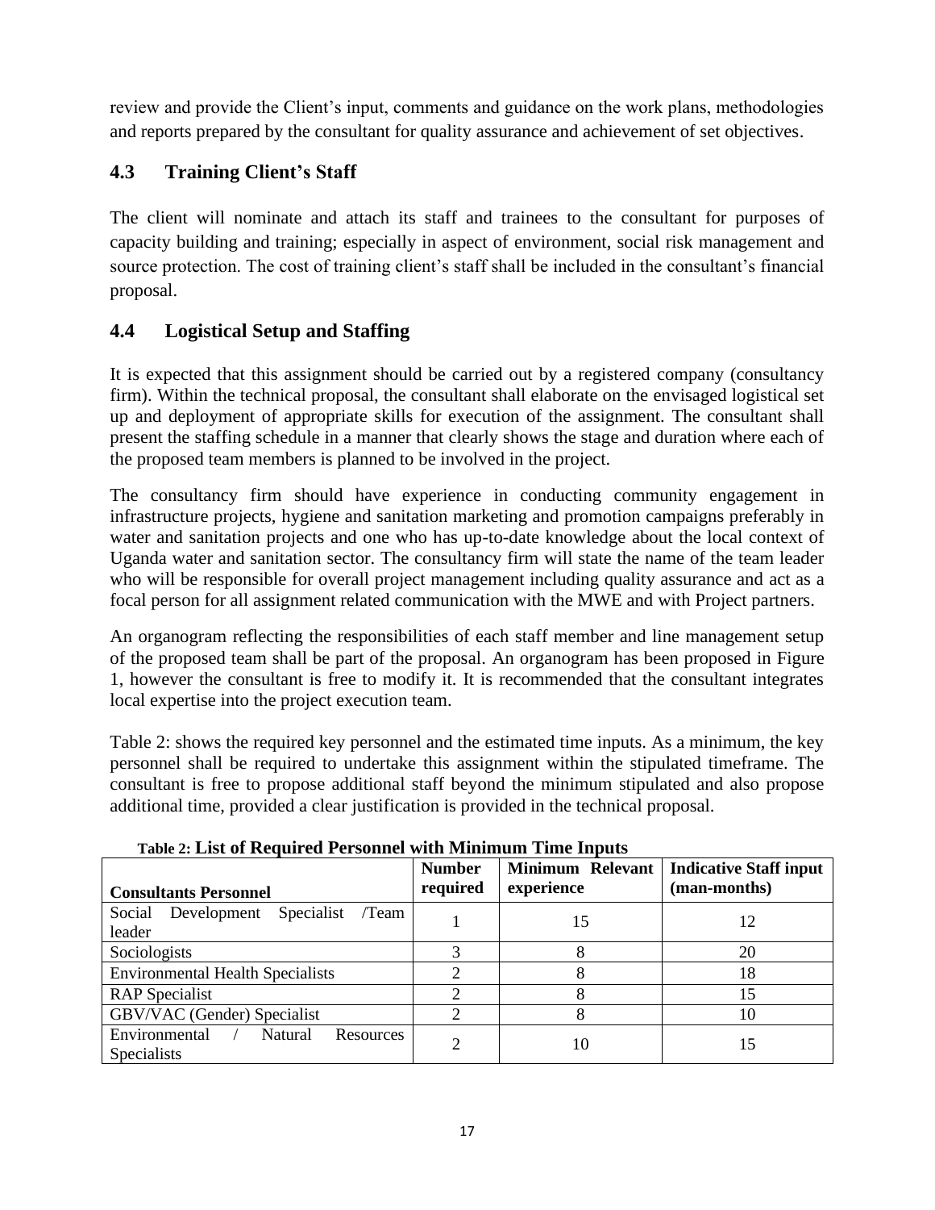review and provide the Client's input, comments and guidance on the work plans, methodologies and reports prepared by the consultant for quality assurance and achievement of set objectives.

## 4.3 Training Client's Staff

The client will nominate and attach its staff and trainees to the consultant for purposes of capacity building and training; especially in aspect of environment, social risk management and source protection. The cost of training client's staff shall be included in the consultant's financial proposal.

## 4.4 Logistical Setup and Staffing

It is expected that this assignment should be carried out by a registered company (consultancy firm). Within the technical proposal, the consultant shall elaborate on the envisaged logistical set up and deployment of appropriate skills for execution of the assignment. The consultant shall present the staffing schedule in a manner that clearly shows the stage and duration where each of the proposed team members is planned to be involved in the project.

The consultancy firm should have experience in conducting community engagement in infrastructure projects, hygiene and sanitation marketing and promotion campaigns preferably in water and sanitation projects and one who has up-to-date knowledge about the local context of Uganda water and sanitation sector. The consultancy firm will state the name of the team leader who will be responsible for overall project management including quality assurance and act as a focal person for all assignment related communication with the MWE and with Project partners.

An organogram reflecting the responsibilities of each staff member and line management setup of the proposed team shall be part of the proposal. An organogram has been proposed in Figure 1, however the consultant is free to modify it. It is recommended that the consultant integrates local expertise into the project execution team.

Table 2: shows the required key personnel and the estimated time inputs. As a minimum, the key personnel shall be required to undertake this assignment within the stipulated timeframe. The consultant is free to propose additional staff beyond the minimum stipulated and also propose additional time, provided a clear justification is provided in the technical proposal.

**Table 2: List of Required Personnel with Minimum Time Inputs**

| Consultants Personnel | Number required | Minimum Relevant experience | Indicative Staff input (man-months) |
|---|---|---|---|
| Social Development Specialist /Team leader | 1 | 15 | 12 |
| Sociologists | 3 | 8 | 20 |
| Environmental Health Specialists | 2 | 8 | 18 |
| RAP Specialist | 2 | 8 | 15 |
| GBV/VAC (Gender) Specialist | 2 | 8 | 10 |
| Environmental / Natural Resources Specialists | 2 | 10 | 15 |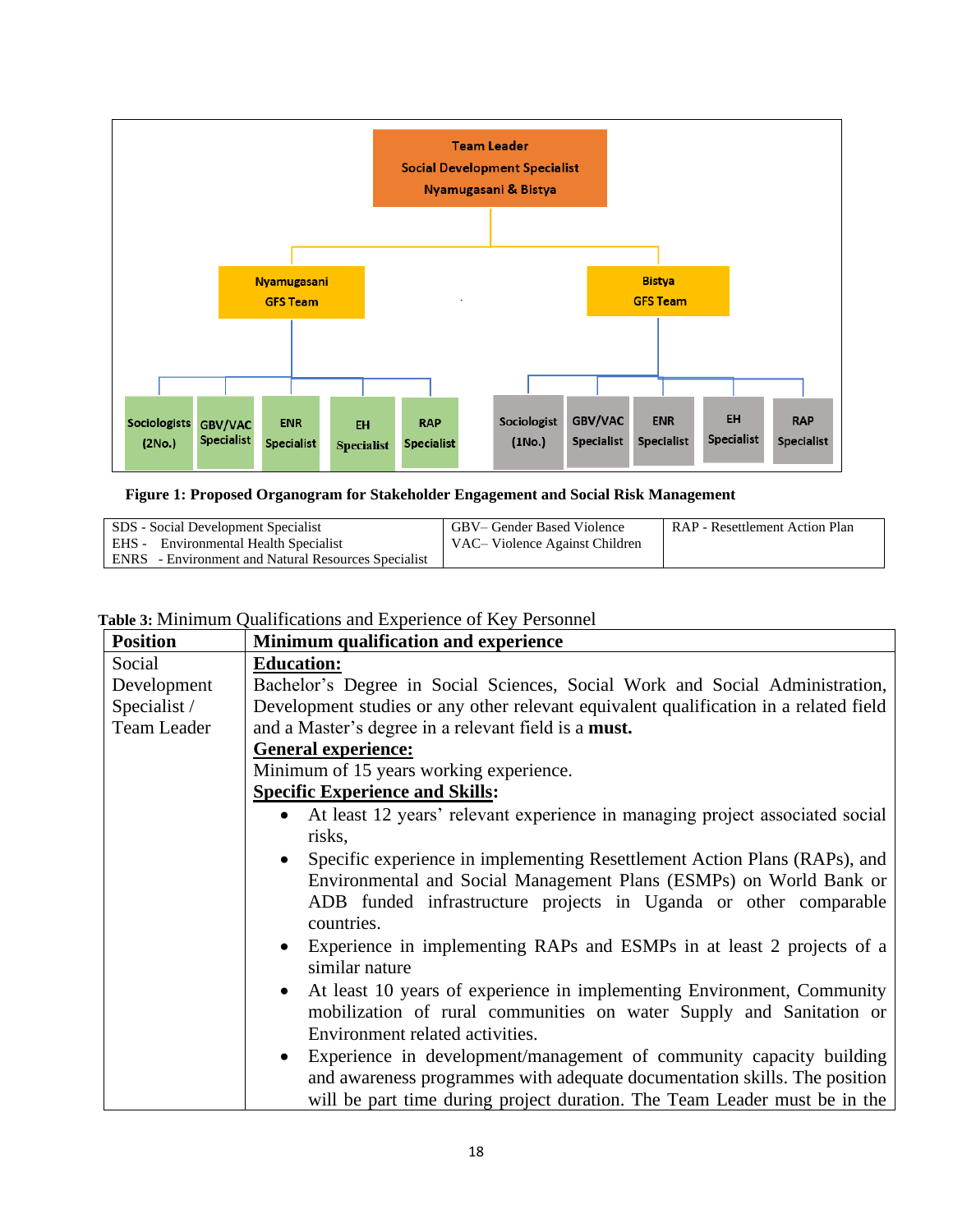**Team Leader**
**Social Development Specialist**
**Nyamugasani & Bistya**

- **Nyamugasani GFS Team**
  - Sociologists (2No.)
  - GBV/VAC Specialist
  - ENR Specialist
  - EH Specialist
  - RAP Specialist
- **Bistya GFS Team**
  - Sociologist (1No.)
  - GBV/VAC Specialist
  - ENR Specialist
  - EH Specialist
  - RAP Specialist

**Figure 1: Proposed Organogram for Stakeholder Engagement and Social Risk Management**

| | | |
|---|---|---|
| SDS - Social Development Specialist<br>EHS - Environmental Health Specialist<br>ENRS - Environment and Natural Resources Specialist | GBV– Gender Based Violence<br>VAC– Violence Against Children | RAP - Resettlement Action Plan |

**Table 3:** Minimum Qualifications and Experience of Key Personnel

| **Position** | **Minimum qualification and experience** |
|---|---|
| Social Development Specialist / Team Leader | **Education:**<br>Bachelor's Degree in Social Sciences, Social Work and Social Administration, Development studies or any other relevant equivalent qualification in a related field and a Master's degree in a relevant field is a **must.**<br>**General experience:**<br>Minimum of 15 years working experience.<br>**Specific Experience and Skills:**<br>• At least 12 years' relevant experience in managing project associated social risks,<br>• Specific experience in implementing Resettlement Action Plans (RAPs), and Environmental and Social Management Plans (ESMPs) on World Bank or ADB funded infrastructure projects in Uganda or other comparable countries.<br>• Experience in implementing RAPs and ESMPs in at least 2 projects of a similar nature<br>• At least 10 years of experience in implementing Environment, Community mobilization of rural communities on water Supply and Sanitation or Environment related activities.<br>• Experience in development/management of community capacity building and awareness programmes with adequate documentation skills. The position will be part time during project duration. The Team Leader must be in the |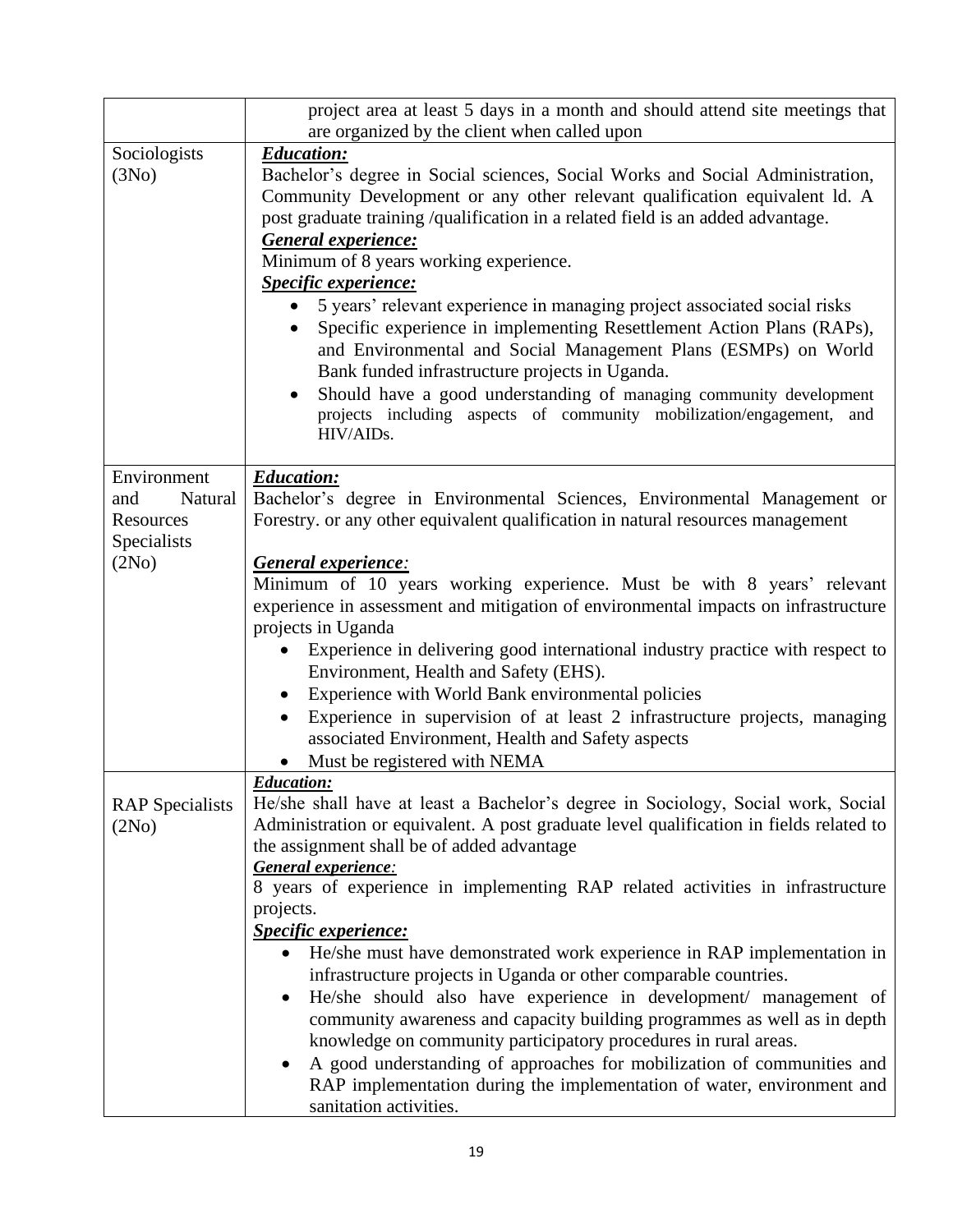| | |
|---|---|
| | project area at least 5 days in a month and should attend site meetings that are organized by the client when called upon |
| Sociologists (3No) | ***Education:*** <br> Bachelor's degree in Social sciences, Social Works and Social Administration, Community Development or any other relevant qualification equivalent ld. A post graduate training /qualification in a related field is an added advantage. <br> ***General experience:*** <br> Minimum of 8 years working experience. <br> ***Specific experience:*** <br> • 5 years' relevant experience in managing project associated social risks <br> • Specific experience in implementing Resettlement Action Plans (RAPs), and Environmental and Social Management Plans (ESMPs) on World Bank funded infrastructure projects in Uganda. <br> • Should have a good understanding of managing community development projects including aspects of community mobilization/engagement, and HIV/AIDs. |
| Environment and Natural Resources Specialists (2No) | ***Education:*** <br> Bachelor's degree in Environmental Sciences, Environmental Management or Forestry. or any other equivalent qualification in natural resources management <br><br> ***General experience:*** <br> Minimum of 10 years working experience. Must be with 8 years' relevant experience in assessment and mitigation of environmental impacts on infrastructure projects in Uganda <br> • Experience in delivering good international industry practice with respect to Environment, Health and Safety (EHS). <br> • Experience with World Bank environmental policies <br> • Experience in supervision of at least 2 infrastructure projects, managing associated Environment, Health and Safety aspects <br> • Must be registered with NEMA |
| RAP Specialists (2No) | ***Education:*** <br> He/she shall have at least a Bachelor's degree in Sociology, Social work, Social Administration or equivalent. A post graduate level qualification in fields related to the assignment shall be of added advantage <br> ***General experience:*** <br> 8 years of experience in implementing RAP related activities in infrastructure projects. <br> ***Specific experience:*** <br> • He/she must have demonstrated work experience in RAP implementation in infrastructure projects in Uganda or other comparable countries. <br> • He/she should also have experience in development/ management of community awareness and capacity building programmes as well as in depth knowledge on community participatory procedures in rural areas. <br> • A good understanding of approaches for mobilization of communities and RAP implementation during the implementation of water, environment and sanitation activities. |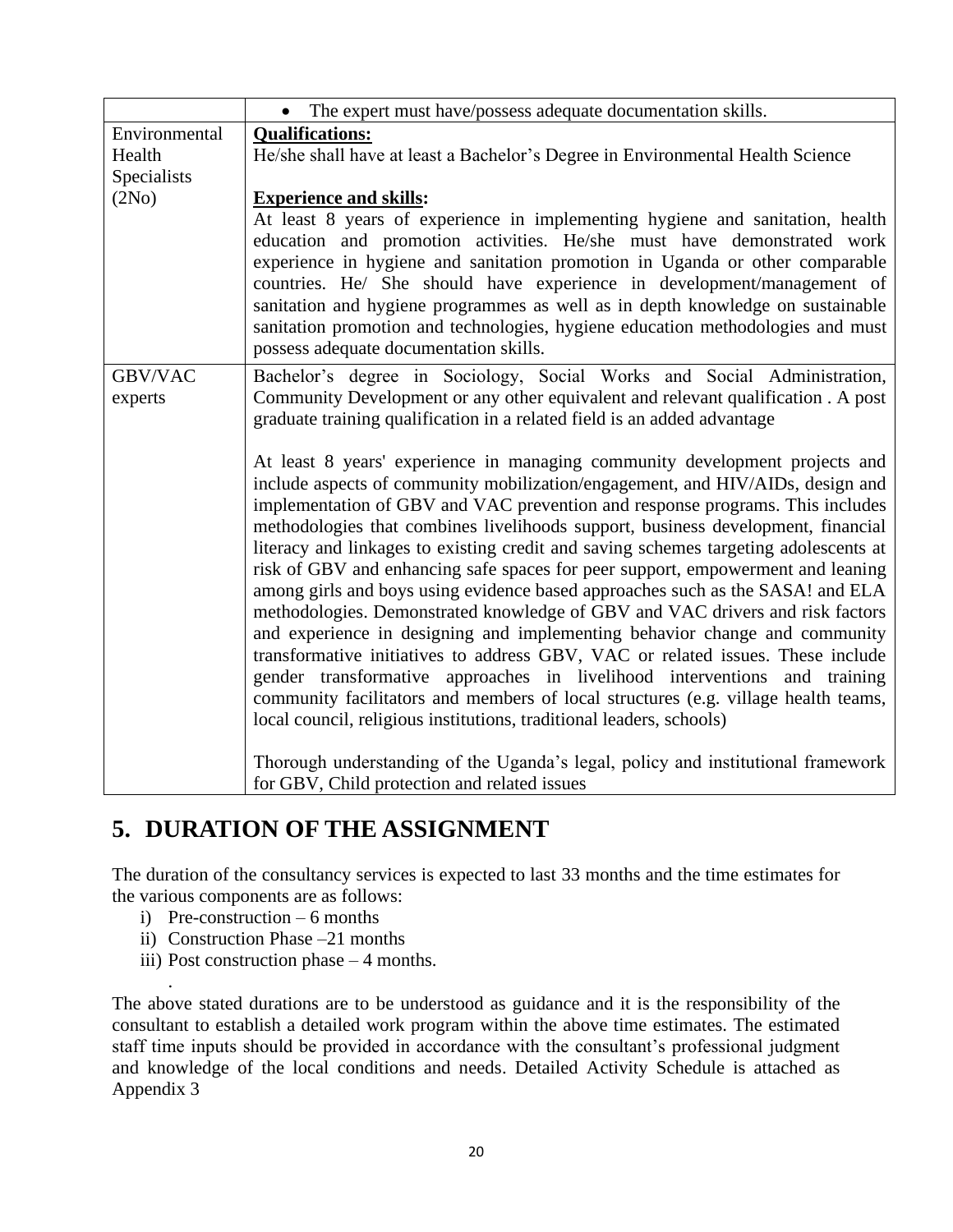| | |
|---|---|
| | • The expert must have/possess adequate documentation skills. |
| Environmental Health Specialists (2No) | **Qualifications:**<br>He/she shall have at least a Bachelor's Degree in Environmental Health Science<br><br>**Experience and skills:**<br>At least 8 years of experience in implementing hygiene and sanitation, health education and promotion activities. He/she must have demonstrated work experience in hygiene and sanitation promotion in Uganda or other comparable countries. He/ She should have experience in development/management of sanitation and hygiene programmes as well as in depth knowledge on sustainable sanitation promotion and technologies, hygiene education methodologies and must possess adequate documentation skills. |
| GBV/VAC experts | Bachelor's degree in Sociology, Social Works and Social Administration, Community Development or any other equivalent and relevant qualification . A post graduate training qualification in a related field is an added advantage<br><br>At least 8 years' experience in managing community development projects and include aspects of community mobilization/engagement, and HIV/AIDs, design and implementation of GBV and VAC prevention and response programs. This includes methodologies that combines livelihoods support, business development, financial literacy and linkages to existing credit and saving schemes targeting adolescents at risk of GBV and enhancing safe spaces for peer support, empowerment and leaning among girls and boys using evidence based approaches such as the SASA! and ELA methodologies. Demonstrated knowledge of GBV and VAC drivers and risk factors and experience in designing and implementing behavior change and community transformative initiatives to address GBV, VAC or related issues. These include gender transformative approaches in livelihood interventions and training community facilitators and members of local structures (e.g. village health teams, local council, religious institutions, traditional leaders, schools)<br><br>Thorough understanding of the Uganda's legal, policy and institutional framework for GBV, Child protection and related issues |

# 5. DURATION OF THE ASSIGNMENT

The duration of the consultancy services is expected to last 33 months and the time estimates for the various components are as follows:

i) Pre-construction – 6 months
ii) Construction Phase –21 months
iii) Post construction phase – 4 months.

The above stated durations are to be understood as guidance and it is the responsibility of the consultant to establish a detailed work program within the above time estimates. The estimated staff time inputs should be provided in accordance with the consultant's professional judgment and knowledge of the local conditions and needs. Detailed Activity Schedule is attached as Appendix 3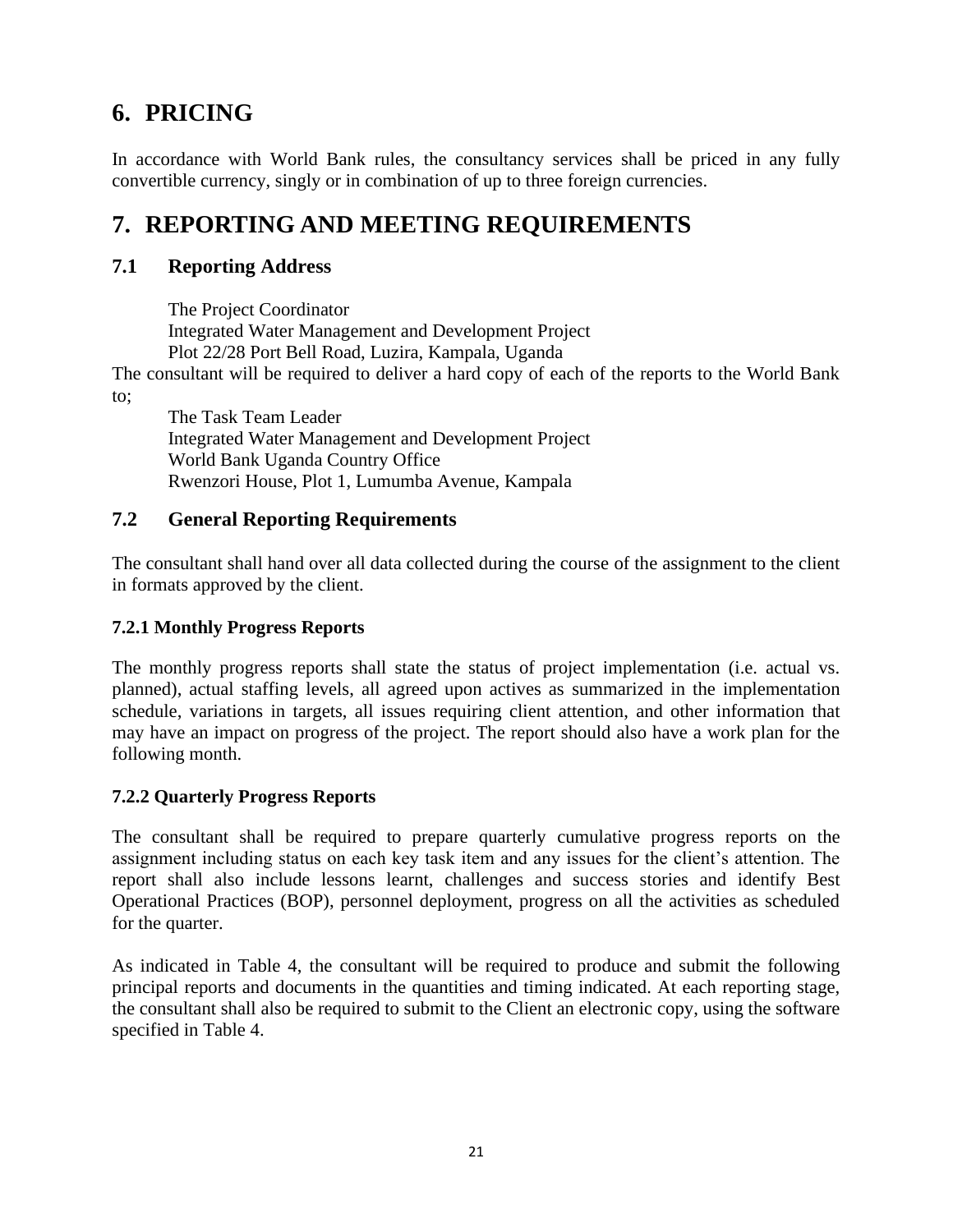# 6. PRICING

In accordance with World Bank rules, the consultancy services shall be priced in any fully convertible currency, singly or in combination of up to three foreign currencies.

# 7. REPORTING AND MEETING REQUIREMENTS

## 7.1 Reporting Address

The Project Coordinator
Integrated Water Management and Development Project
Plot 22/28 Port Bell Road, Luzira, Kampala, Uganda

The consultant will be required to deliver a hard copy of each of the reports to the World Bank to;

The Task Team Leader
Integrated Water Management and Development Project
World Bank Uganda Country Office
Rwenzori House, Plot 1, Lumumba Avenue, Kampala

## 7.2 General Reporting Requirements

The consultant shall hand over all data collected during the course of the assignment to the client in formats approved by the client.

### 7.2.1 Monthly Progress Reports

The monthly progress reports shall state the status of project implementation (i.e. actual vs. planned), actual staffing levels, all agreed upon actives as summarized in the implementation schedule, variations in targets, all issues requiring client attention, and other information that may have an impact on progress of the project. The report should also have a work plan for the following month.

### 7.2.2 Quarterly Progress Reports

The consultant shall be required to prepare quarterly cumulative progress reports on the assignment including status on each key task item and any issues for the client's attention. The report shall also include lessons learnt, challenges and success stories and identify Best Operational Practices (BOP), personnel deployment, progress on all the activities as scheduled for the quarter.

As indicated in Table 4, the consultant will be required to produce and submit the following principal reports and documents in the quantities and timing indicated. At each reporting stage, the consultant shall also be required to submit to the Client an electronic copy, using the software specified in Table 4.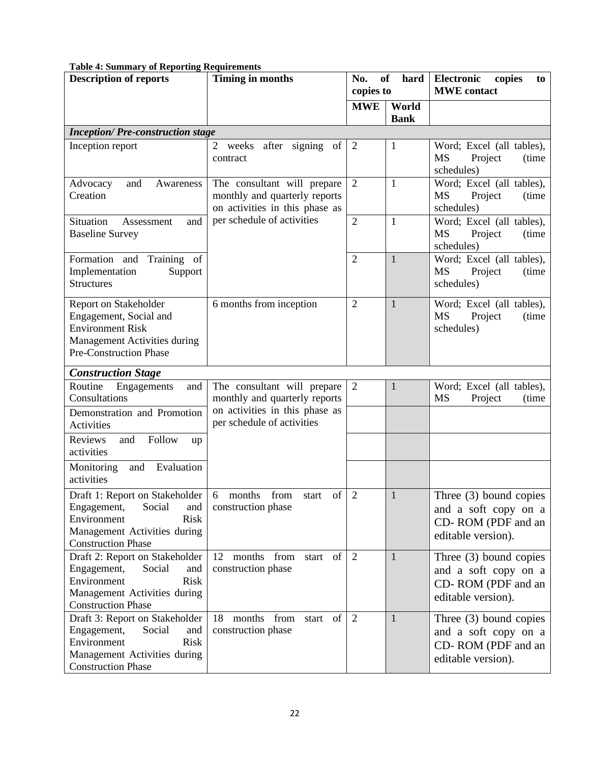**Table 4: Summary of Reporting Requirements**

| Description of reports | Timing in months | No. of hard copies to | | Electronic copies to MWE contact |
|---|---|---|---|---|
| | | MWE | World Bank | |
| ***Inception/ Pre-construction stage*** | | | | |
| Inception report | 2 weeks after signing of contract | 2 | 1 | Word; Excel (all tables), MS Project (time schedules) |
| Advocacy and Awareness Creation | The consultant will prepare monthly and quarterly reports on activities in this phase as per schedule of activities | 2 | 1 | Word; Excel (all tables), MS Project (time schedules) |
| Situation Assessment and Baseline Survey | | 2 | 1 | Word; Excel (all tables), MS Project (time schedules) |
| Formation and Training of Implementation Support Structures | | 2 | 1 | Word; Excel (all tables), MS Project (time schedules) |
| Report on Stakeholder Engagement, Social and Environment Risk Management Activities during Pre-Construction Phase | 6 months from inception | 2 | 1 | Word; Excel (all tables), MS Project (time schedules) |
| ***Construction Stage*** | | | | |
| Routine Engagements and Consultations | The consultant will prepare monthly and quarterly reports on activities in this phase as per schedule of activities | 2 | 1 | Word; Excel (all tables), MS Project (time |
| Demonstration and Promotion Activities | | | | |
| Reviews and Follow up activities | | | | |
| Monitoring and Evaluation activities | | | | |
| Draft 1: Report on Stakeholder Engagement, Social and Environment Risk Management Activities during Construction Phase | 6 months from start of construction phase | 2 | 1 | Three (3) bound copies and a soft copy on a CD- ROM (PDF and an editable version). |
| Draft 2: Report on Stakeholder Engagement, Social and Environment Risk Management Activities during Construction Phase | 12 months from start of construction phase | 2 | 1 | Three (3) bound copies and a soft copy on a CD- ROM (PDF and an editable version). |
| Draft 3: Report on Stakeholder Engagement, Social and Environment Risk Management Activities during Construction Phase | 18 months from start of construction phase | 2 | 1 | Three (3) bound copies and a soft copy on a CD- ROM (PDF and an editable version). |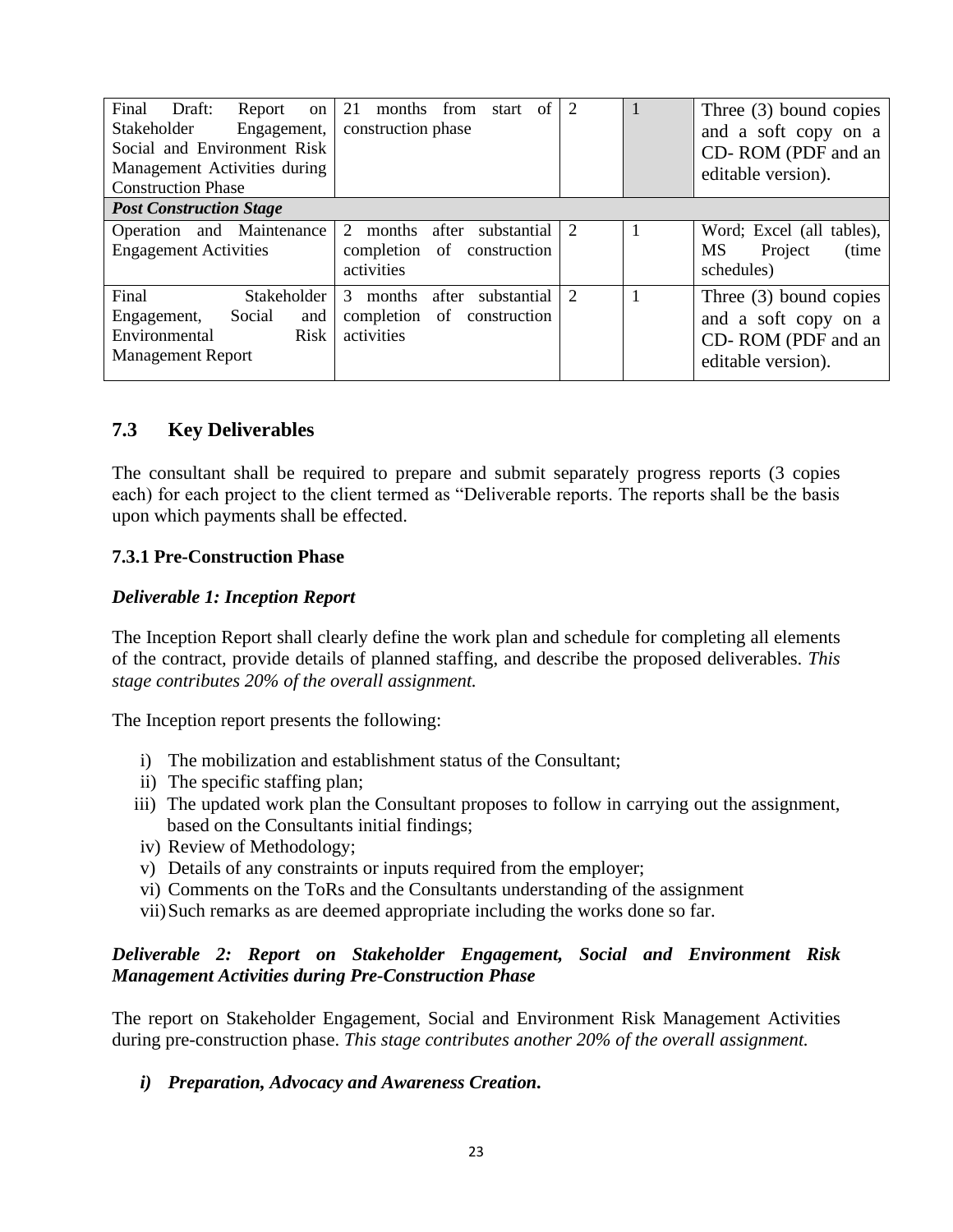| | | | | |
|---|---|---|---|---|
| Final Draft: Report on Stakeholder Engagement, Social and Environment Risk Management Activities during Construction Phase | 21 months from start of construction phase | 2 | 1 | Three (3) bound copies and a soft copy on a CD- ROM (PDF and an editable version). |
| ***Post Construction Stage*** | | | | |
| Operation and Maintenance Engagement Activities | 2 months after substantial completion of construction activities | 2 | 1 | Word; Excel (all tables), MS Project (time schedules) |
| Final Stakeholder Engagement, Social and Environmental Risk Management Report | 3 months after substantial completion of construction activities | 2 | 1 | Three (3) bound copies and a soft copy on a CD- ROM (PDF and an editable version). |

## 7.3 Key Deliverables

The consultant shall be required to prepare and submit separately progress reports (3 copies each) for each project to the client termed as "Deliverable reports. The reports shall be the basis upon which payments shall be effected.

### 7.3.1 Pre-Construction Phase

***Deliverable 1: Inception Report***

The Inception Report shall clearly define the work plan and schedule for completing all elements of the contract, provide details of planned staffing, and describe the proposed deliverables. *This stage contributes 20% of the overall assignment.*

The Inception report presents the following:

i) The mobilization and establishment status of the Consultant;
ii) The specific staffing plan;
iii) The updated work plan the Consultant proposes to follow in carrying out the assignment, based on the Consultants initial findings;
iv) Review of Methodology;
v) Details of any constraints or inputs required from the employer;
vi) Comments on the ToRs and the Consultants understanding of the assignment
vii) Such remarks as are deemed appropriate including the works done so far.

***Deliverable 2: Report on Stakeholder Engagement, Social and Environment Risk Management Activities during Pre-Construction Phase***

The report on Stakeholder Engagement, Social and Environment Risk Management Activities during pre-construction phase. *This stage contributes another 20% of the overall assignment.*

***i) Preparation, Advocacy and Awareness Creation.***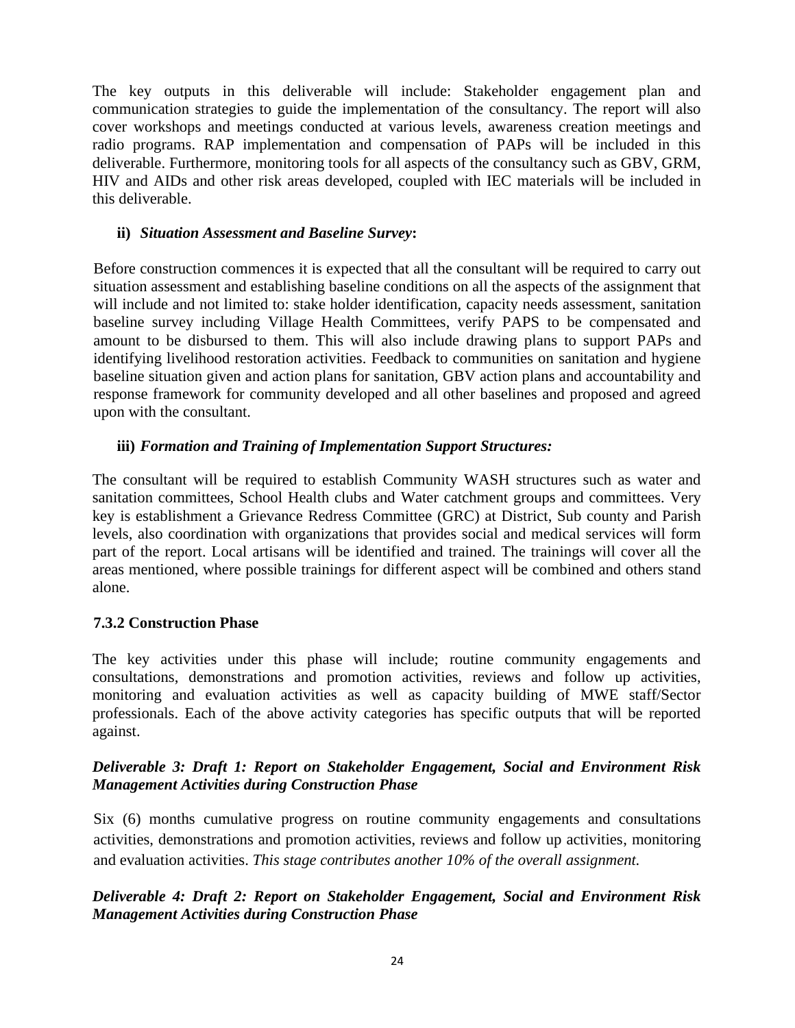The key outputs in this deliverable will include: Stakeholder engagement plan and communication strategies to guide the implementation of the consultancy. The report will also cover workshops and meetings conducted at various levels, awareness creation meetings and radio programs. RAP implementation and compensation of PAPs will be included in this deliverable. Furthermore, monitoring tools for all aspects of the consultancy such as GBV, GRM, HIV and AIDs and other risk areas developed, coupled with IEC materials will be included in this deliverable.

**ii)** ***Situation Assessment and Baseline Survey*:**

Before construction commences it is expected that all the consultant will be required to carry out situation assessment and establishing baseline conditions on all the aspects of the assignment that will include and not limited to: stake holder identification, capacity needs assessment, sanitation baseline survey including Village Health Committees, verify PAPS to be compensated and amount to be disbursed to them. This will also include drawing plans to support PAPs and identifying livelihood restoration activities. Feedback to communities on sanitation and hygiene baseline situation given and action plans for sanitation, GBV action plans and accountability and response framework for community developed and all other baselines and proposed and agreed upon with the consultant.

**iii)** ***Formation and Training of Implementation Support Structures:***

The consultant will be required to establish Community WASH structures such as water and sanitation committees, School Health clubs and Water catchment groups and committees. Very key is establishment a Grievance Redress Committee (GRC) at District, Sub county and Parish levels, also coordination with organizations that provides social and medical services will form part of the report. Local artisans will be identified and trained. The trainings will cover all the areas mentioned, where possible trainings for different aspect will be combined and others stand alone.

### 7.3.2 Construction Phase

The key activities under this phase will include; routine community engagements and consultations, demonstrations and promotion activities, reviews and follow up activities, monitoring and evaluation activities as well as capacity building of MWE staff/Sector professionals. Each of the above activity categories has specific outputs that will be reported against.

***Deliverable 3: Draft 1: Report on Stakeholder Engagement, Social and Environment Risk Management Activities during Construction Phase***

Six (6) months cumulative progress on routine community engagements and consultations activities, demonstrations and promotion activities, reviews and follow up activities, monitoring and evaluation activities. *This stage contributes another 10% of the overall assignment.*

***Deliverable 4: Draft 2: Report on Stakeholder Engagement, Social and Environment Risk Management Activities during Construction Phase***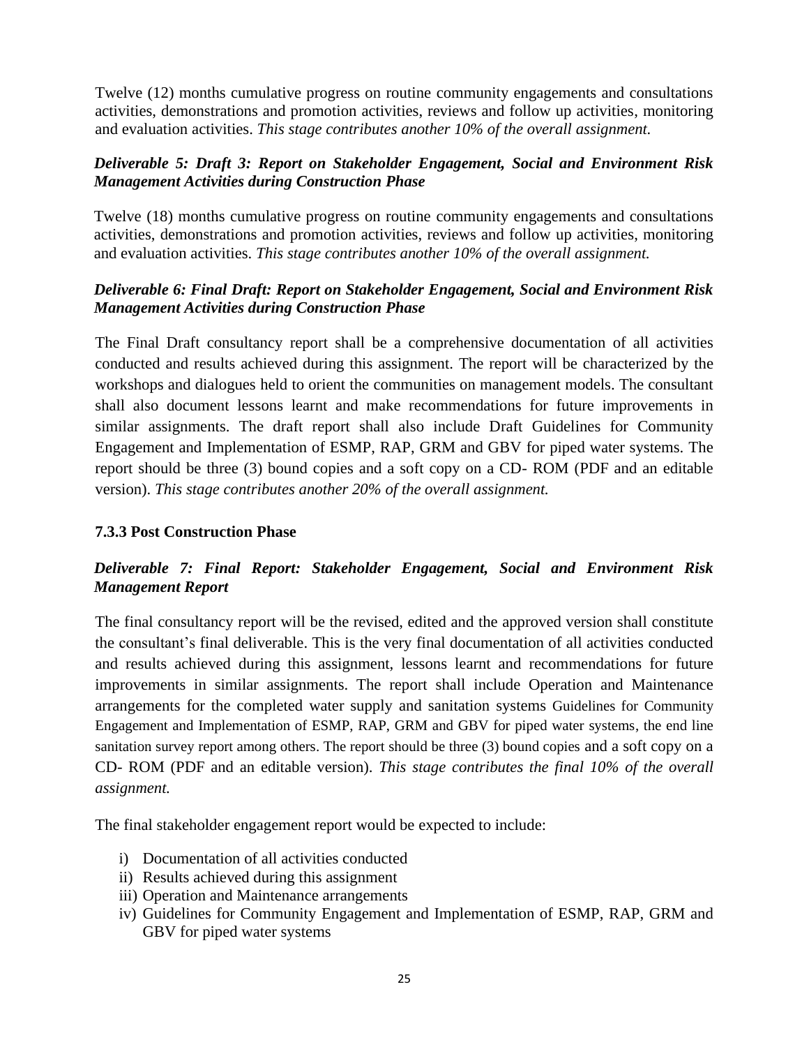Twelve (12) months cumulative progress on routine community engagements and consultations activities, demonstrations and promotion activities, reviews and follow up activities, monitoring and evaluation activities. *This stage contributes another 10% of the overall assignment.*

***Deliverable 5: Draft 3: Report on Stakeholder Engagement, Social and Environment Risk Management Activities during Construction Phase***

Twelve (18) months cumulative progress on routine community engagements and consultations activities, demonstrations and promotion activities, reviews and follow up activities, monitoring and evaluation activities. *This stage contributes another 10% of the overall assignment.*

***Deliverable 6: Final Draft: Report on Stakeholder Engagement, Social and Environment Risk Management Activities during Construction Phase***

The Final Draft consultancy report shall be a comprehensive documentation of all activities conducted and results achieved during this assignment. The report will be characterized by the workshops and dialogues held to orient the communities on management models. The consultant shall also document lessons learnt and make recommendations for future improvements in similar assignments. The draft report shall also include Draft Guidelines for Community Engagement and Implementation of ESMP, RAP, GRM and GBV for piped water systems. The report should be three (3) bound copies and a soft copy on a CD- ROM (PDF and an editable version). *This stage contributes another 20% of the overall assignment.*

### 7.3.3 Post Construction Phase

***Deliverable 7: Final Report: Stakeholder Engagement, Social and Environment Risk Management Report***

The final consultancy report will be the revised, edited and the approved version shall constitute the consultant's final deliverable. This is the very final documentation of all activities conducted and results achieved during this assignment, lessons learnt and recommendations for future improvements in similar assignments. The report shall include Operation and Maintenance arrangements for the completed water supply and sanitation systems Guidelines for Community Engagement and Implementation of ESMP, RAP, GRM and GBV for piped water systems, the end line sanitation survey report among others. The report should be three (3) bound copies and a soft copy on a CD- ROM (PDF and an editable version). *This stage contributes the final 10% of the overall assignment.*

The final stakeholder engagement report would be expected to include:

i) Documentation of all activities conducted
ii) Results achieved during this assignment
iii) Operation and Maintenance arrangements
iv) Guidelines for Community Engagement and Implementation of ESMP, RAP, GRM and GBV for piped water systems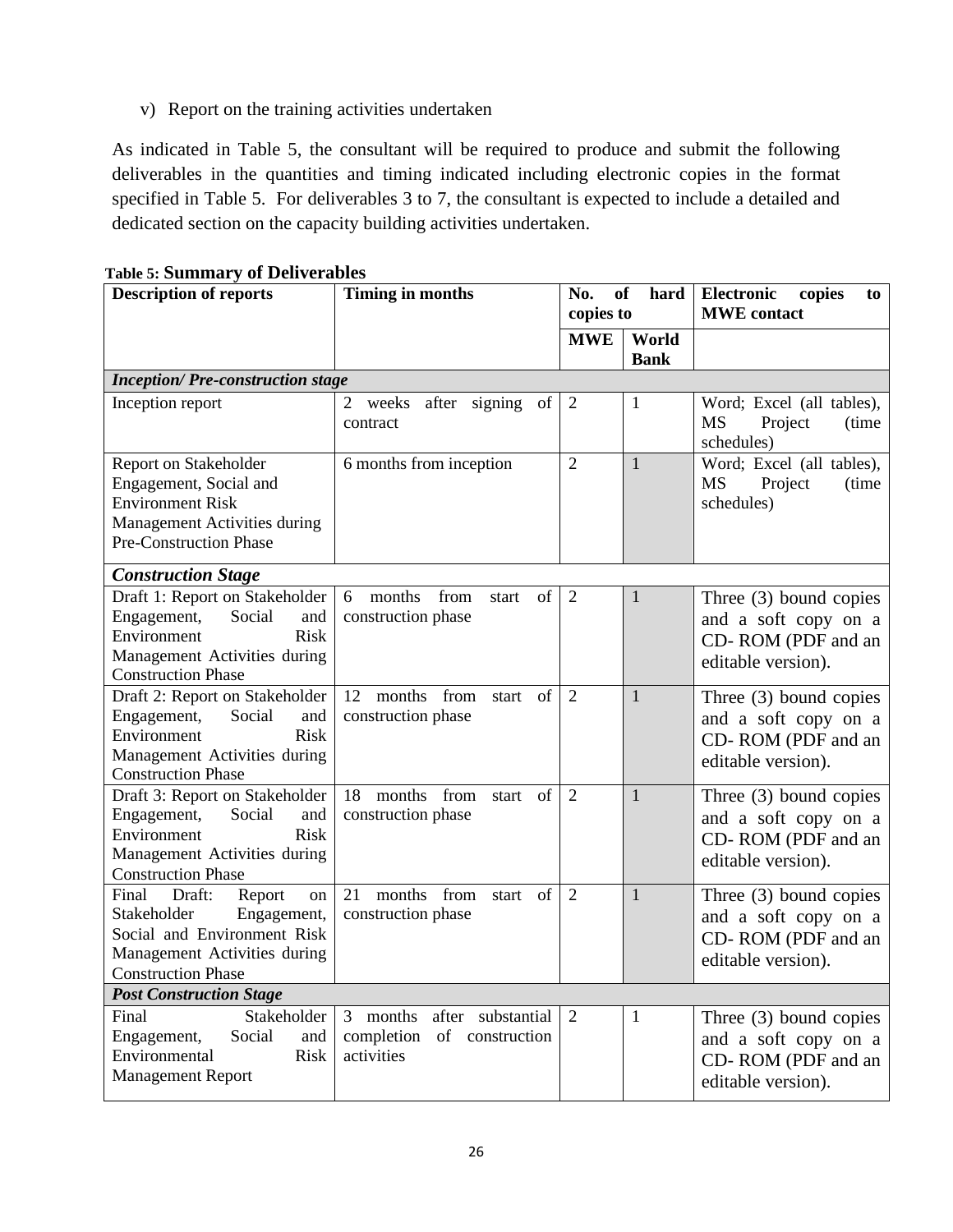v) Report on the training activities undertaken

As indicated in Table 5, the consultant will be required to produce and submit the following deliverables in the quantities and timing indicated including electronic copies in the format specified in Table 5. For deliverables 3 to 7, the consultant is expected to include a detailed and dedicated section on the capacity building activities undertaken.

**Table 5: Summary of Deliverables**

| Description of reports | Timing in months | No. of hard copies to | | Electronic copies to MWE contact |
|---|---|---|---|---|
| | | **MWE** | **World Bank** | |
| ***Inception/ Pre-construction stage*** | | | | |
| Inception report | 2 weeks after signing of contract | 2 | 1 | Word; Excel (all tables), MS Project (time schedules) |
| Report on Stakeholder Engagement, Social and Environment Risk Management Activities during Pre-Construction Phase | 6 months from inception | 2 | 1 | Word; Excel (all tables), MS Project (time schedules) |
| ***Construction Stage*** | | | | |
| Draft 1: Report on Stakeholder Engagement, Social and Environment Risk Management Activities during Construction Phase | 6 months from start of construction phase | 2 | 1 | Three (3) bound copies and a soft copy on a CD- ROM (PDF and an editable version). |
| Draft 2: Report on Stakeholder Engagement, Social and Environment Risk Management Activities during Construction Phase | 12 months from start of construction phase | 2 | 1 | Three (3) bound copies and a soft copy on a CD- ROM (PDF and an editable version). |
| Draft 3: Report on Stakeholder Engagement, Social and Environment Risk Management Activities during Construction Phase | 18 months from start of construction phase | 2 | 1 | Three (3) bound copies and a soft copy on a CD- ROM (PDF and an editable version). |
| Final Draft: Report on Stakeholder Engagement, Social and Environment Risk Management Activities during Construction Phase | 21 months from start of construction phase | 2 | 1 | Three (3) bound copies and a soft copy on a CD- ROM (PDF and an editable version). |
| ***Post Construction Stage*** | | | | |
| Final Stakeholder Engagement, Social and Environmental Risk Management Report | 3 months after substantial completion of construction activities | 2 | 1 | Three (3) bound copies and a soft copy on a CD- ROM (PDF and an editable version). |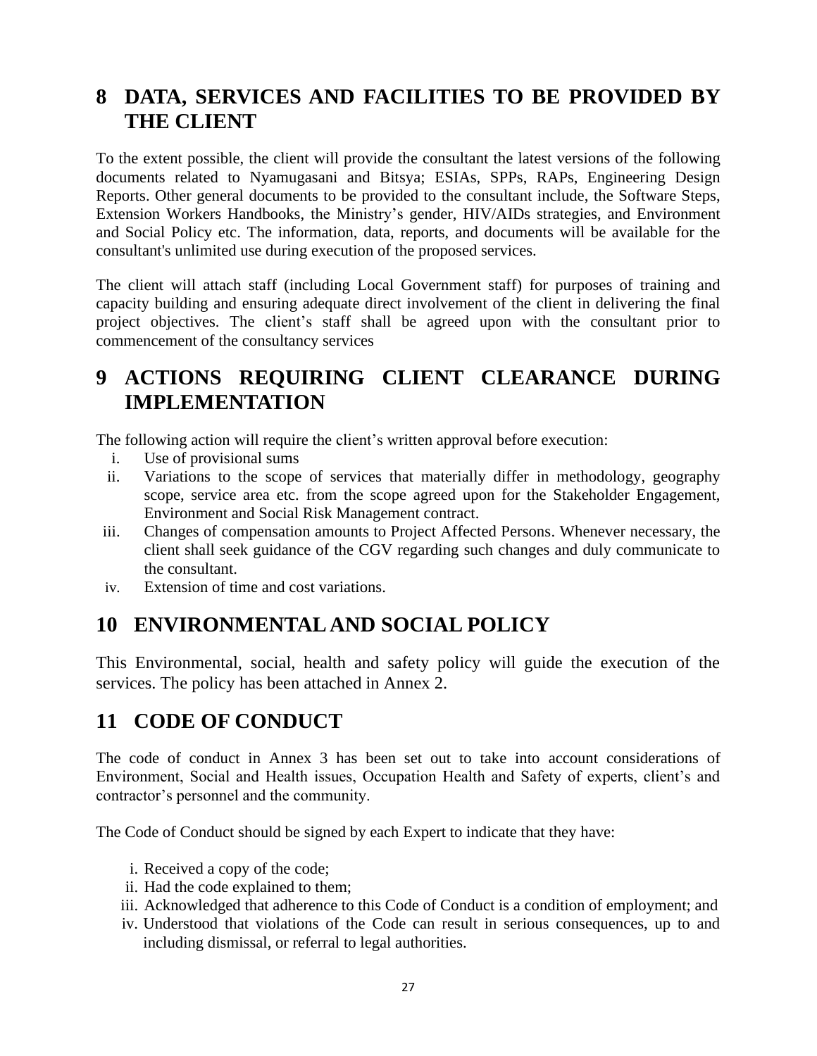# 8 DATA, SERVICES AND FACILITIES TO BE PROVIDED BY THE CLIENT

To the extent possible, the client will provide the consultant the latest versions of the following documents related to Nyamugasani and Bitsya; ESIAs, SPPs, RAPs, Engineering Design Reports. Other general documents to be provided to the consultant include, the Software Steps, Extension Workers Handbooks, the Ministry's gender, HIV/AIDs strategies, and Environment and Social Policy etc. The information, data, reports, and documents will be available for the consultant's unlimited use during execution of the proposed services.

The client will attach staff (including Local Government staff) for purposes of training and capacity building and ensuring adequate direct involvement of the client in delivering the final project objectives. The client's staff shall be agreed upon with the consultant prior to commencement of the consultancy services

# 9 ACTIONS REQUIRING CLIENT CLEARANCE DURING IMPLEMENTATION

The following action will require the client's written approval before execution:

i. Use of provisional sums
ii. Variations to the scope of services that materially differ in methodology, geography scope, service area etc. from the scope agreed upon for the Stakeholder Engagement, Environment and Social Risk Management contract.
iii. Changes of compensation amounts to Project Affected Persons. Whenever necessary, the client shall seek guidance of the CGV regarding such changes and duly communicate to the consultant.
iv. Extension of time and cost variations.

# 10 ENVIRONMENTAL AND SOCIAL POLICY

This Environmental, social, health and safety policy will guide the execution of the services. The policy has been attached in Annex 2.

# 11 CODE OF CONDUCT

The code of conduct in Annex 3 has been set out to take into account considerations of Environment, Social and Health issues, Occupation Health and Safety of experts, client's and contractor's personnel and the community.

The Code of Conduct should be signed by each Expert to indicate that they have:

i. Received a copy of the code;
ii. Had the code explained to them;
iii. Acknowledged that adherence to this Code of Conduct is a condition of employment; and
iv. Understood that violations of the Code can result in serious consequences, up to and including dismissal, or referral to legal authorities.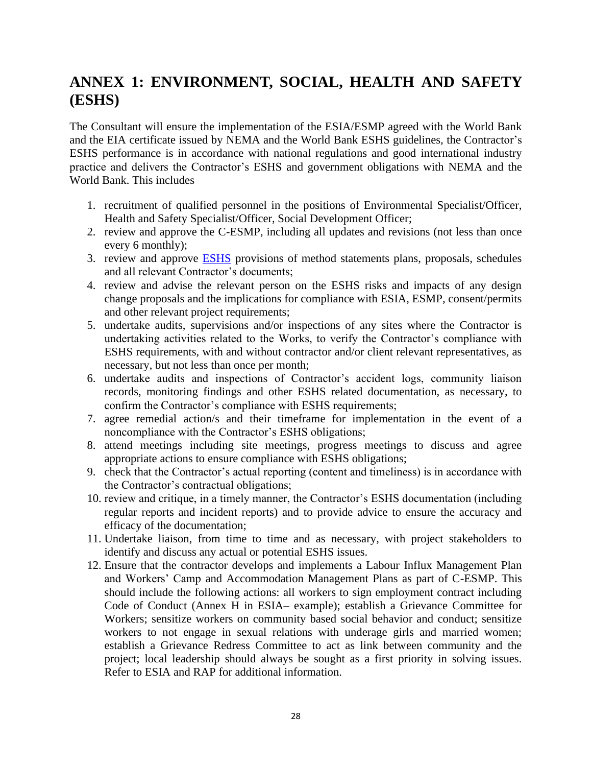# ANNEX 1: ENVIRONMENT, SOCIAL, HEALTH AND SAFETY (ESHS)

The Consultant will ensure the implementation of the ESIA/ESMP agreed with the World Bank and the EIA certificate issued by NEMA and the World Bank ESHS guidelines, the Contractor's ESHS performance is in accordance with national regulations and good international industry practice and delivers the Contractor's ESHS and government obligations with NEMA and the World Bank. This includes

1. recruitment of qualified personnel in the positions of Environmental Specialist/Officer, Health and Safety Specialist/Officer, Social Development Officer;
2. review and approve the C-ESMP, including all updates and revisions (not less than once every 6 monthly);
3. review and approve ESHS provisions of method statements plans, proposals, schedules and all relevant Contractor's documents;
4. review and advise the relevant person on the ESHS risks and impacts of any design change proposals and the implications for compliance with ESIA, ESMP, consent/permits and other relevant project requirements;
5. undertake audits, supervisions and/or inspections of any sites where the Contractor is undertaking activities related to the Works, to verify the Contractor's compliance with ESHS requirements, with and without contractor and/or client relevant representatives, as necessary, but not less than once per month;
6. undertake audits and inspections of Contractor's accident logs, community liaison records, monitoring findings and other ESHS related documentation, as necessary, to confirm the Contractor's compliance with ESHS requirements;
7. agree remedial action/s and their timeframe for implementation in the event of a noncompliance with the Contractor's ESHS obligations;
8. attend meetings including site meetings, progress meetings to discuss and agree appropriate actions to ensure compliance with ESHS obligations;
9. check that the Contractor's actual reporting (content and timeliness) is in accordance with the Contractor's contractual obligations;
10. review and critique, in a timely manner, the Contractor's ESHS documentation (including regular reports and incident reports) and to provide advice to ensure the accuracy and efficacy of the documentation;
11. Undertake liaison, from time to time and as necessary, with project stakeholders to identify and discuss any actual or potential ESHS issues.
12. Ensure that the contractor develops and implements a Labour Influx Management Plan and Workers' Camp and Accommodation Management Plans as part of C-ESMP. This should include the following actions: all workers to sign employment contract including Code of Conduct (Annex H in ESIA– example); establish a Grievance Committee for Workers; sensitize workers on community based social behavior and conduct; sensitize workers to not engage in sexual relations with underage girls and married women; establish a Grievance Redress Committee to act as link between community and the project; local leadership should always be sought as a first priority in solving issues. Refer to ESIA and RAP for additional information.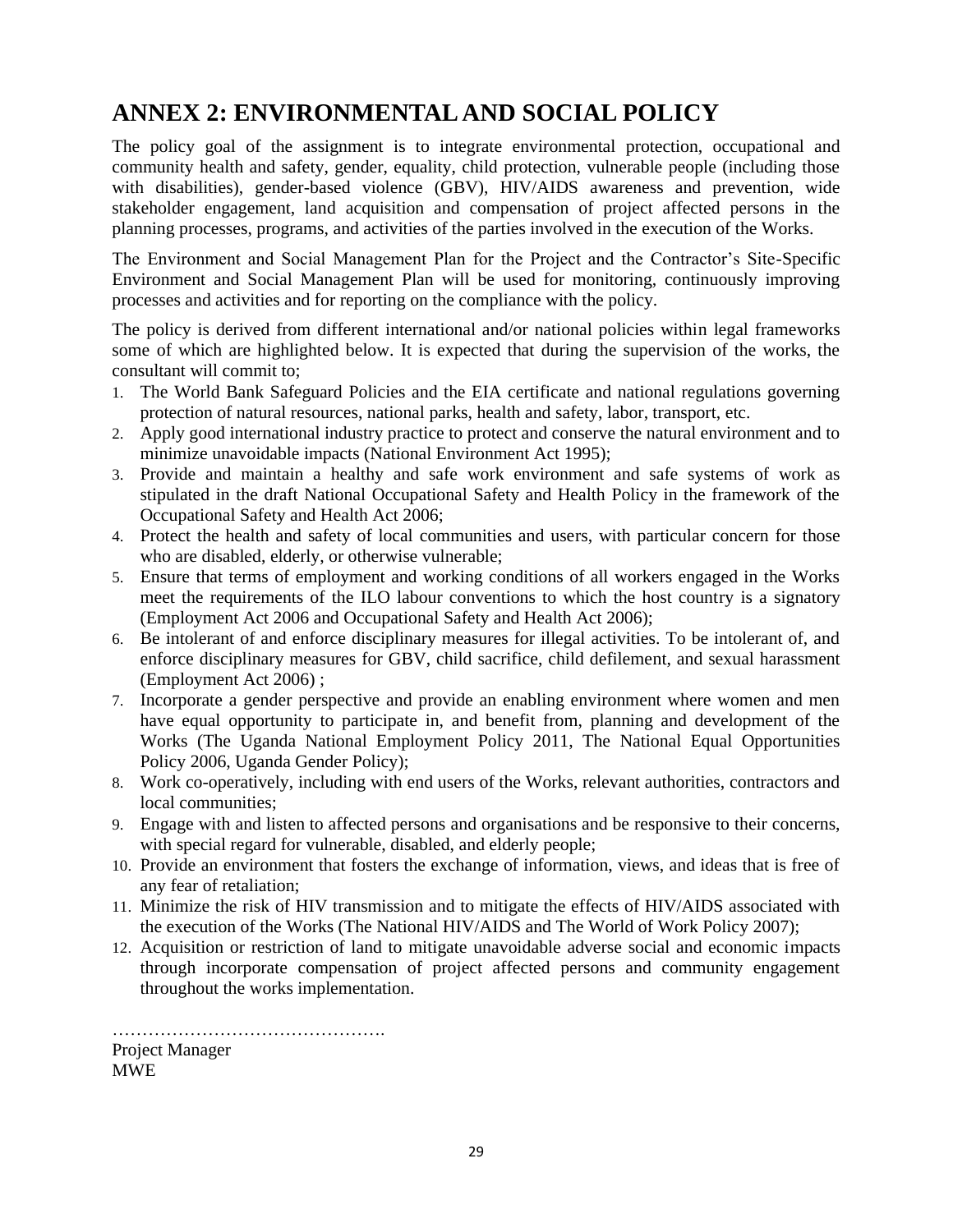# ANNEX 2: ENVIRONMENTAL AND SOCIAL POLICY

The policy goal of the assignment is to integrate environmental protection, occupational and community health and safety, gender, equality, child protection, vulnerable people (including those with disabilities), gender-based violence (GBV), HIV/AIDS awareness and prevention, wide stakeholder engagement, land acquisition and compensation of project affected persons in the planning processes, programs, and activities of the parties involved in the execution of the Works.

The Environment and Social Management Plan for the Project and the Contractor's Site-Specific Environment and Social Management Plan will be used for monitoring, continuously improving processes and activities and for reporting on the compliance with the policy.

The policy is derived from different international and/or national policies within legal frameworks some of which are highlighted below. It is expected that during the supervision of the works, the consultant will commit to;

1. The World Bank Safeguard Policies and the EIA certificate and national regulations governing protection of natural resources, national parks, health and safety, labor, transport, etc.
2. Apply good international industry practice to protect and conserve the natural environment and to minimize unavoidable impacts (National Environment Act 1995);
3. Provide and maintain a healthy and safe work environment and safe systems of work as stipulated in the draft National Occupational Safety and Health Policy in the framework of the Occupational Safety and Health Act 2006;
4. Protect the health and safety of local communities and users, with particular concern for those who are disabled, elderly, or otherwise vulnerable;
5. Ensure that terms of employment and working conditions of all workers engaged in the Works meet the requirements of the ILO labour conventions to which the host country is a signatory (Employment Act 2006 and Occupational Safety and Health Act 2006);
6. Be intolerant of and enforce disciplinary measures for illegal activities. To be intolerant of, and enforce disciplinary measures for GBV, child sacrifice, child defilement, and sexual harassment (Employment Act 2006) ;
7. Incorporate a gender perspective and provide an enabling environment where women and men have equal opportunity to participate in, and benefit from, planning and development of the Works (The Uganda National Employment Policy 2011, The National Equal Opportunities Policy 2006, Uganda Gender Policy);
8. Work co-operatively, including with end users of the Works, relevant authorities, contractors and local communities;
9. Engage with and listen to affected persons and organisations and be responsive to their concerns, with special regard for vulnerable, disabled, and elderly people;
10. Provide an environment that fosters the exchange of information, views, and ideas that is free of any fear of retaliation;
11. Minimize the risk of HIV transmission and to mitigate the effects of HIV/AIDS associated with the execution of the Works (The National HIV/AIDS and The World of Work Policy 2007);
12. Acquisition or restriction of land to mitigate unavoidable adverse social and economic impacts through incorporate compensation of project affected persons and community engagement throughout the works implementation.

……………………………………….
Project Manager
MWE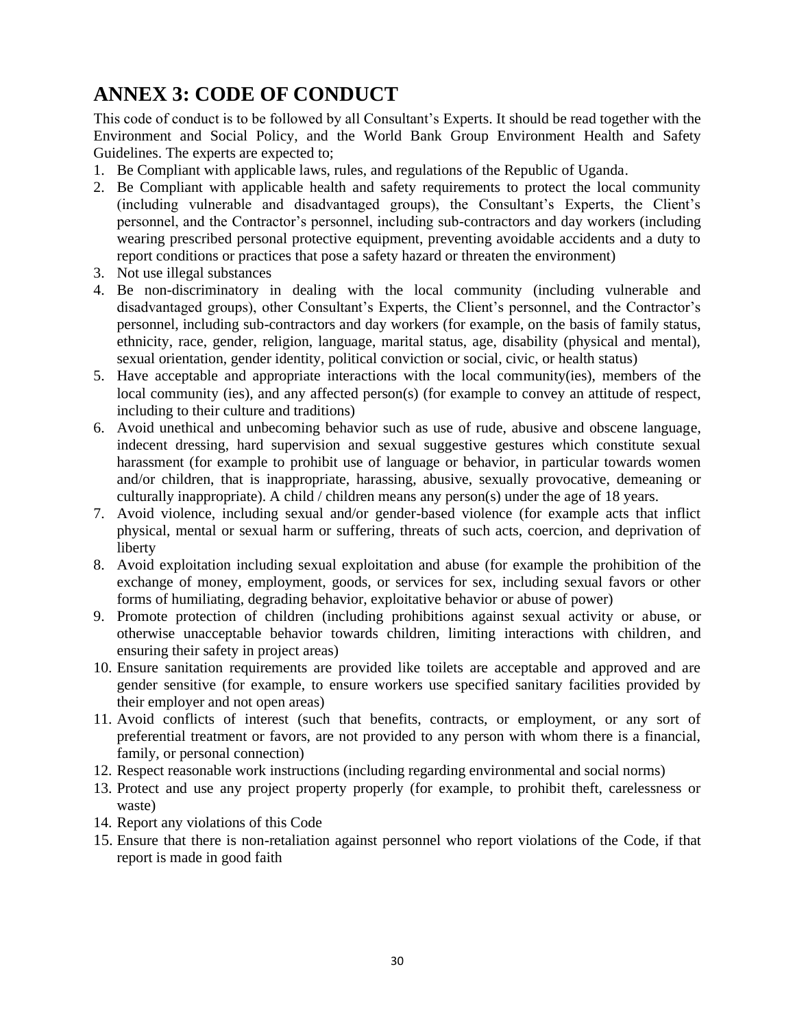# ANNEX 3: CODE OF CONDUCT

This code of conduct is to be followed by all Consultant's Experts. It should be read together with the Environment and Social Policy, and the World Bank Group Environment Health and Safety Guidelines. The experts are expected to;

1. Be Compliant with applicable laws, rules, and regulations of the Republic of Uganda.
2. Be Compliant with applicable health and safety requirements to protect the local community (including vulnerable and disadvantaged groups), the Consultant's Experts, the Client's personnel, and the Contractor's personnel, including sub-contractors and day workers (including wearing prescribed personal protective equipment, preventing avoidable accidents and a duty to report conditions or practices that pose a safety hazard or threaten the environment)
3. Not use illegal substances
4. Be non-discriminatory in dealing with the local community (including vulnerable and disadvantaged groups), other Consultant's Experts, the Client's personnel, and the Contractor's personnel, including sub-contractors and day workers (for example, on the basis of family status, ethnicity, race, gender, religion, language, marital status, age, disability (physical and mental), sexual orientation, gender identity, political conviction or social, civic, or health status)
5. Have acceptable and appropriate interactions with the local community(ies), members of the local community (ies), and any affected person(s) (for example to convey an attitude of respect, including to their culture and traditions)
6. Avoid unethical and unbecoming behavior such as use of rude, abusive and obscene language, indecent dressing, hard supervision and sexual suggestive gestures which constitute sexual harassment (for example to prohibit use of language or behavior, in particular towards women and/or children, that is inappropriate, harassing, abusive, sexually provocative, demeaning or culturally inappropriate). A child / children means any person(s) under the age of 18 years.
7. Avoid violence, including sexual and/or gender-based violence (for example acts that inflict physical, mental or sexual harm or suffering, threats of such acts, coercion, and deprivation of liberty
8. Avoid exploitation including sexual exploitation and abuse (for example the prohibition of the exchange of money, employment, goods, or services for sex, including sexual favors or other forms of humiliating, degrading behavior, exploitative behavior or abuse of power)
9. Promote protection of children (including prohibitions against sexual activity or abuse, or otherwise unacceptable behavior towards children, limiting interactions with children, and ensuring their safety in project areas)
10. Ensure sanitation requirements are provided like toilets are acceptable and approved and are gender sensitive (for example, to ensure workers use specified sanitary facilities provided by their employer and not open areas)
11. Avoid conflicts of interest (such that benefits, contracts, or employment, or any sort of preferential treatment or favors, are not provided to any person with whom there is a financial, family, or personal connection)
12. Respect reasonable work instructions (including regarding environmental and social norms)
13. Protect and use any project property properly (for example, to prohibit theft, carelessness or waste)
14. Report any violations of this Code
15. Ensure that there is non-retaliation against personnel who report violations of the Code, if that report is made in good faith